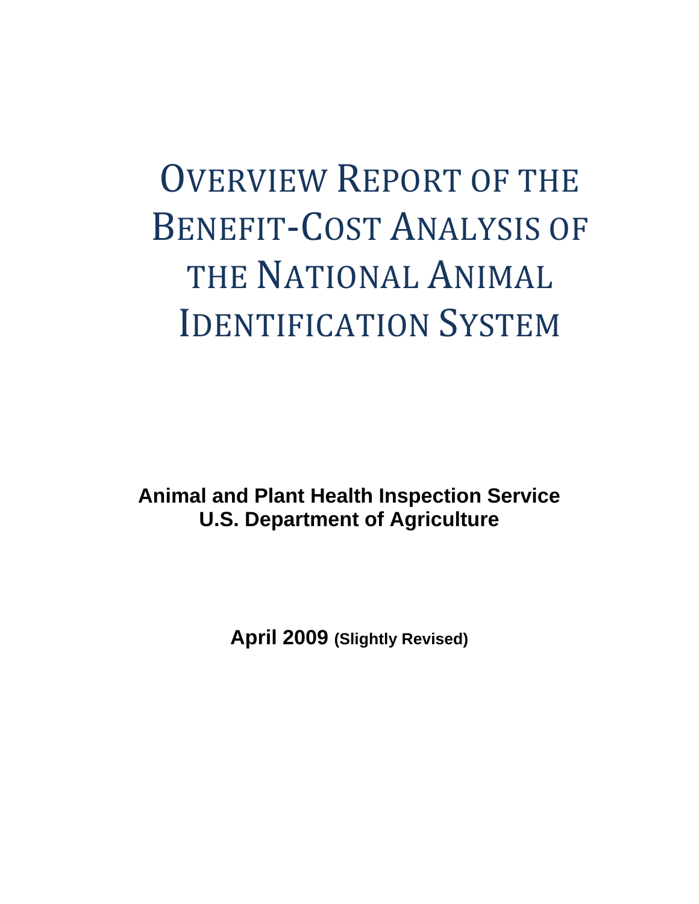# Overview Report of the Benefit-Cost Analysis of the National Animal Identification System

**Animal and Plant Health Inspection Service**
**U.S. Department of Agriculture**

**April 2009** **(Slightly Revised)**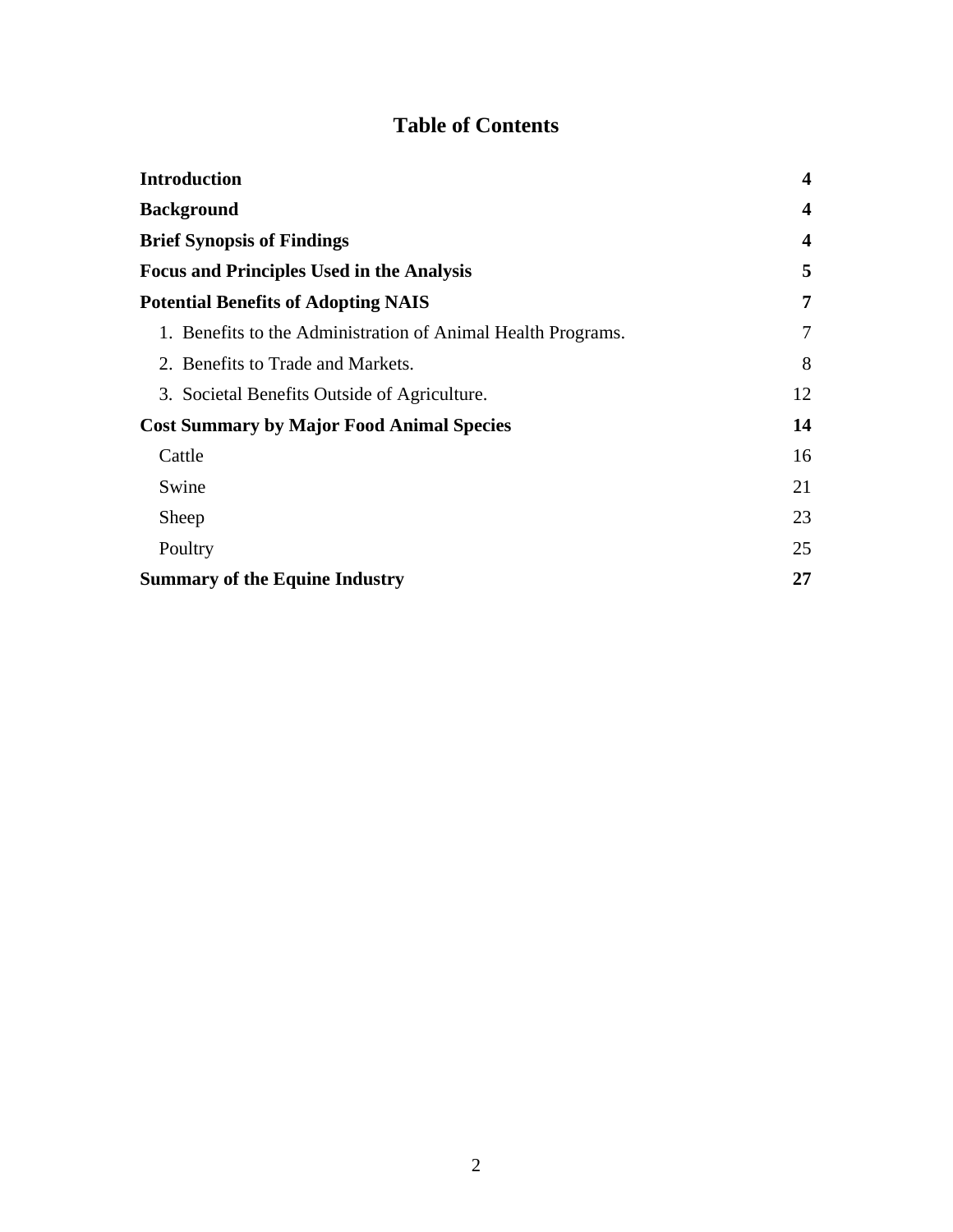# Table of Contents

| | |
|---|---|
| **Introduction** | **4** |
| **Background** | **4** |
| **Brief Synopsis of Findings** | **4** |
| **Focus and Principles Used in the Analysis** | **5** |
| **Potential Benefits of Adopting NAIS** | **7** |
| 1. Benefits to the Administration of Animal Health Programs. | 7 |
| 2. Benefits to Trade and Markets. | 8 |
| 3. Societal Benefits Outside of Agriculture. | 12 |
| **Cost Summary by Major Food Animal Species** | **14** |
| Cattle | 16 |
| Swine | 21 |
| Sheep | 23 |
| Poultry | 25 |
| **Summary of the Equine Industry** | **27** |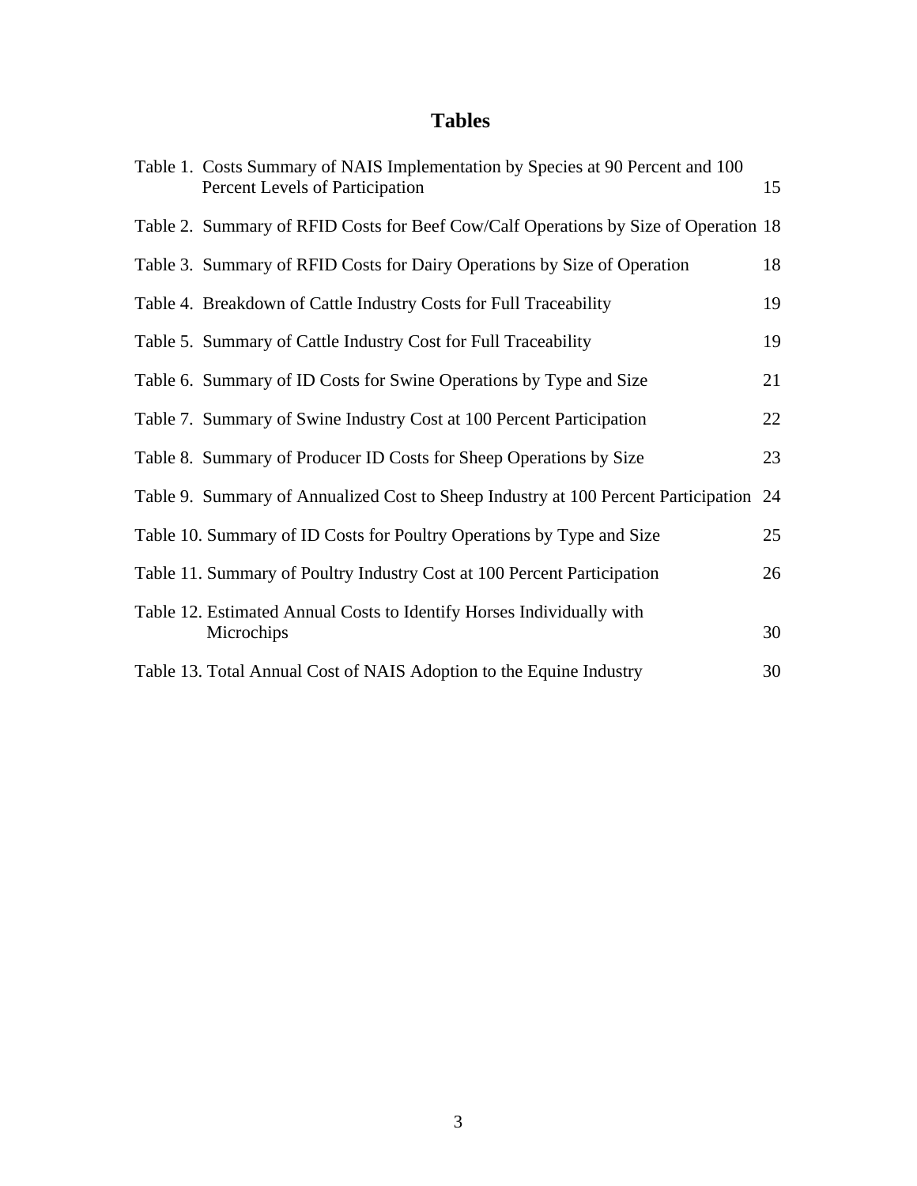# Tables

| | |
|---|---|
| Table 1. Costs Summary of NAIS Implementation by Species at 90 Percent and 100 Percent Levels of Participation | 15 |
| Table 2. Summary of RFID Costs for Beef Cow/Calf Operations by Size of Operation | 18 |
| Table 3. Summary of RFID Costs for Dairy Operations by Size of Operation | 18 |
| Table 4. Breakdown of Cattle Industry Costs for Full Traceability | 19 |
| Table 5. Summary of Cattle Industry Cost for Full Traceability | 19 |
| Table 6. Summary of ID Costs for Swine Operations by Type and Size | 21 |
| Table 7. Summary of Swine Industry Cost at 100 Percent Participation | 22 |
| Table 8. Summary of Producer ID Costs for Sheep Operations by Size | 23 |
| Table 9. Summary of Annualized Cost to Sheep Industry at 100 Percent Participation | 24 |
| Table 10. Summary of ID Costs for Poultry Operations by Type and Size | 25 |
| Table 11. Summary of Poultry Industry Cost at 100 Percent Participation | 26 |
| Table 12. Estimated Annual Costs to Identify Horses Individually with Microchips | 30 |
| Table 13. Total Annual Cost of NAIS Adoption to the Equine Industry | 30 |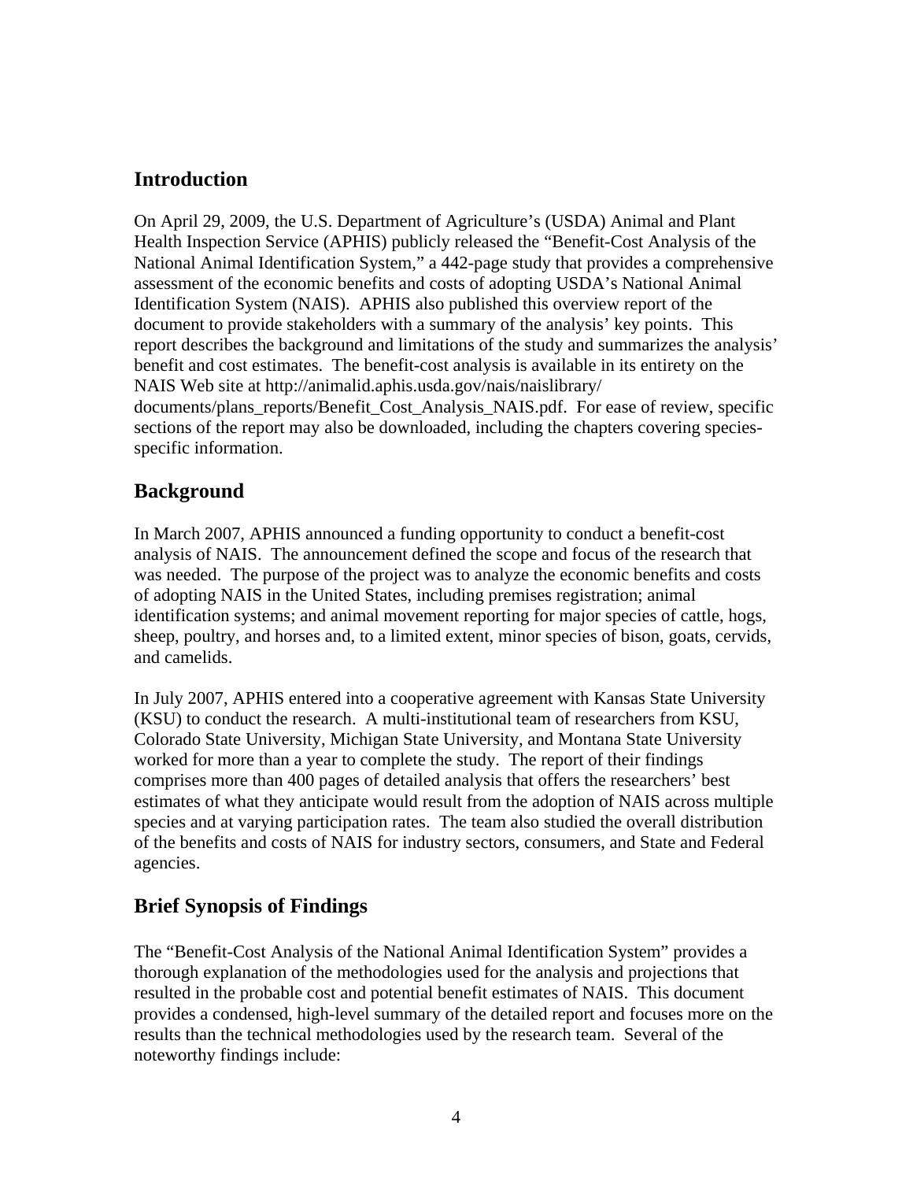## Introduction

On April 29, 2009, the U.S. Department of Agriculture's (USDA) Animal and Plant Health Inspection Service (APHIS) publicly released the "Benefit-Cost Analysis of the National Animal Identification System," a 442-page study that provides a comprehensive assessment of the economic benefits and costs of adopting USDA's National Animal Identification System (NAIS). APHIS also published this overview report of the document to provide stakeholders with a summary of the analysis' key points. This report describes the background and limitations of the study and summarizes the analysis' benefit and cost estimates. The benefit-cost analysis is available in its entirety on the NAIS Web site at http://animalid.aphis.usda.gov/nais/naislibrary/documents/plans_reports/Benefit_Cost_Analysis_NAIS.pdf. For ease of review, specific sections of the report may also be downloaded, including the chapters covering species-specific information.

## Background

In March 2007, APHIS announced a funding opportunity to conduct a benefit-cost analysis of NAIS. The announcement defined the scope and focus of the research that was needed. The purpose of the project was to analyze the economic benefits and costs of adopting NAIS in the United States, including premises registration; animal identification systems; and animal movement reporting for major species of cattle, hogs, sheep, poultry, and horses and, to a limited extent, minor species of bison, goats, cervids, and camelids.

In July 2007, APHIS entered into a cooperative agreement with Kansas State University (KSU) to conduct the research. A multi-institutional team of researchers from KSU, Colorado State University, Michigan State University, and Montana State University worked for more than a year to complete the study. The report of their findings comprises more than 400 pages of detailed analysis that offers the researchers' best estimates of what they anticipate would result from the adoption of NAIS across multiple species and at varying participation rates. The team also studied the overall distribution of the benefits and costs of NAIS for industry sectors, consumers, and State and Federal agencies.

## Brief Synopsis of Findings

The "Benefit-Cost Analysis of the National Animal Identification System" provides a thorough explanation of the methodologies used for the analysis and projections that resulted in the probable cost and potential benefit estimates of NAIS. This document provides a condensed, high-level summary of the detailed report and focuses more on the results than the technical methodologies used by the research team. Several of the noteworthy findings include: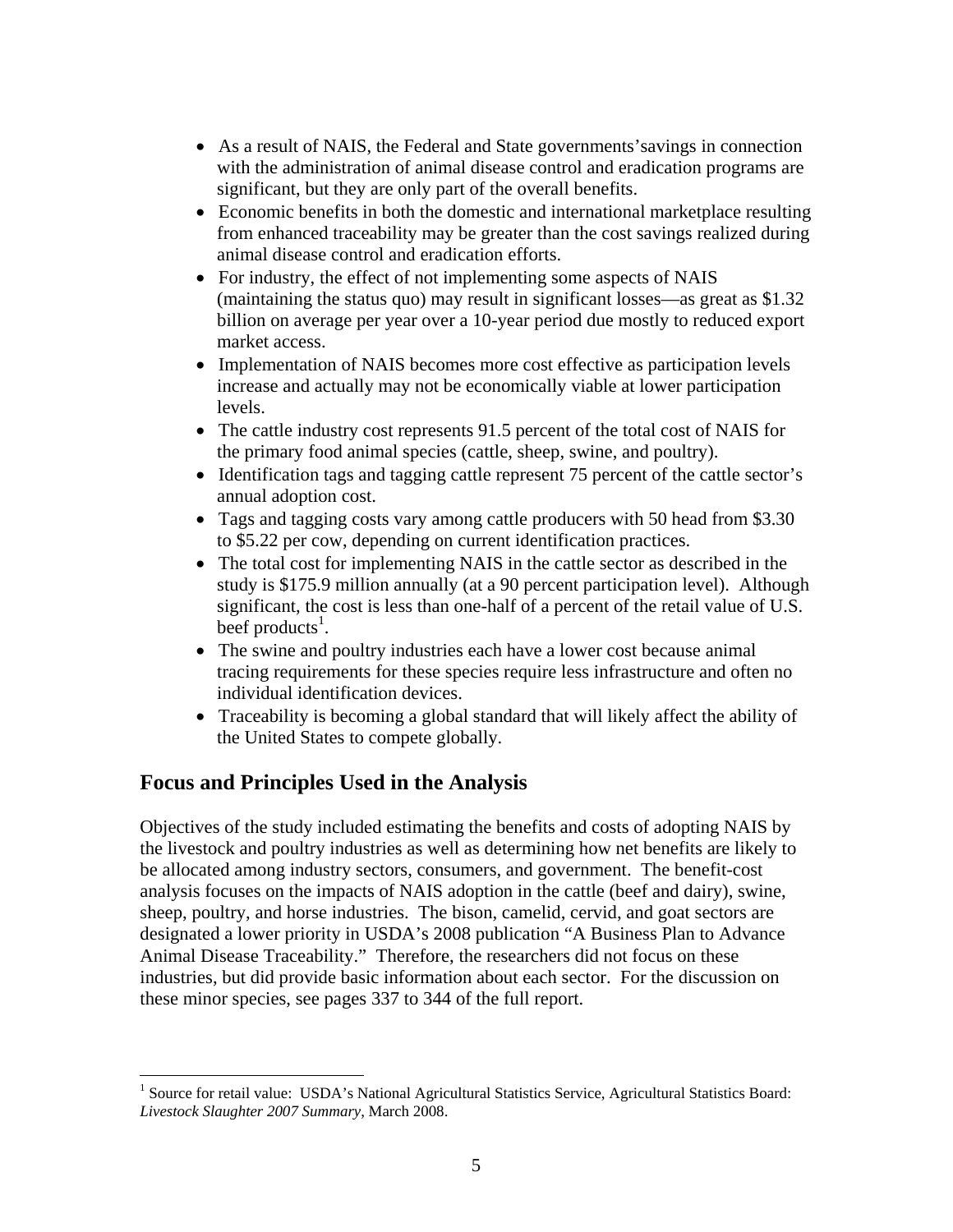- As a result of NAIS, the Federal and State governments'savings in connection with the administration of animal disease control and eradication programs are significant, but they are only part of the overall benefits.
- Economic benefits in both the domestic and international marketplace resulting from enhanced traceability may be greater than the cost savings realized during animal disease control and eradication efforts.
- For industry, the effect of not implementing some aspects of NAIS (maintaining the status quo) may result in significant losses—as great as $1.32 billion on average per year over a 10-year period due mostly to reduced export market access.
- Implementation of NAIS becomes more cost effective as participation levels increase and actually may not be economically viable at lower participation levels.
- The cattle industry cost represents 91.5 percent of the total cost of NAIS for the primary food animal species (cattle, sheep, swine, and poultry).
- Identification tags and tagging cattle represent 75 percent of the cattle sector's annual adoption cost.
- Tags and tagging costs vary among cattle producers with 50 head from $3.30 to $5.22 per cow, depending on current identification practices.
- The total cost for implementing NAIS in the cattle sector as described in the study is $175.9 million annually (at a 90 percent participation level). Although significant, the cost is less than one-half of a percent of the retail value of U.S. beef products[1].
- The swine and poultry industries each have a lower cost because animal tracing requirements for these species require less infrastructure and often no individual identification devices.
- Traceability is becoming a global standard that will likely affect the ability of the United States to compete globally.

## Focus and Principles Used in the Analysis

Objectives of the study included estimating the benefits and costs of adopting NAIS by the livestock and poultry industries as well as determining how net benefits are likely to be allocated among industry sectors, consumers, and government. The benefit-cost analysis focuses on the impacts of NAIS adoption in the cattle (beef and dairy), swine, sheep, poultry, and horse industries. The bison, camelid, cervid, and goat sectors are designated a lower priority in USDA's 2008 publication "A Business Plan to Advance Animal Disease Traceability." Therefore, the researchers did not focus on these industries, but did provide basic information about each sector. For the discussion on these minor species, see pages 337 to 344 of the full report.

---

[1] Source for retail value: USDA's National Agricultural Statistics Service, Agricultural Statistics Board: *Livestock Slaughter 2007 Summary*, March 2008.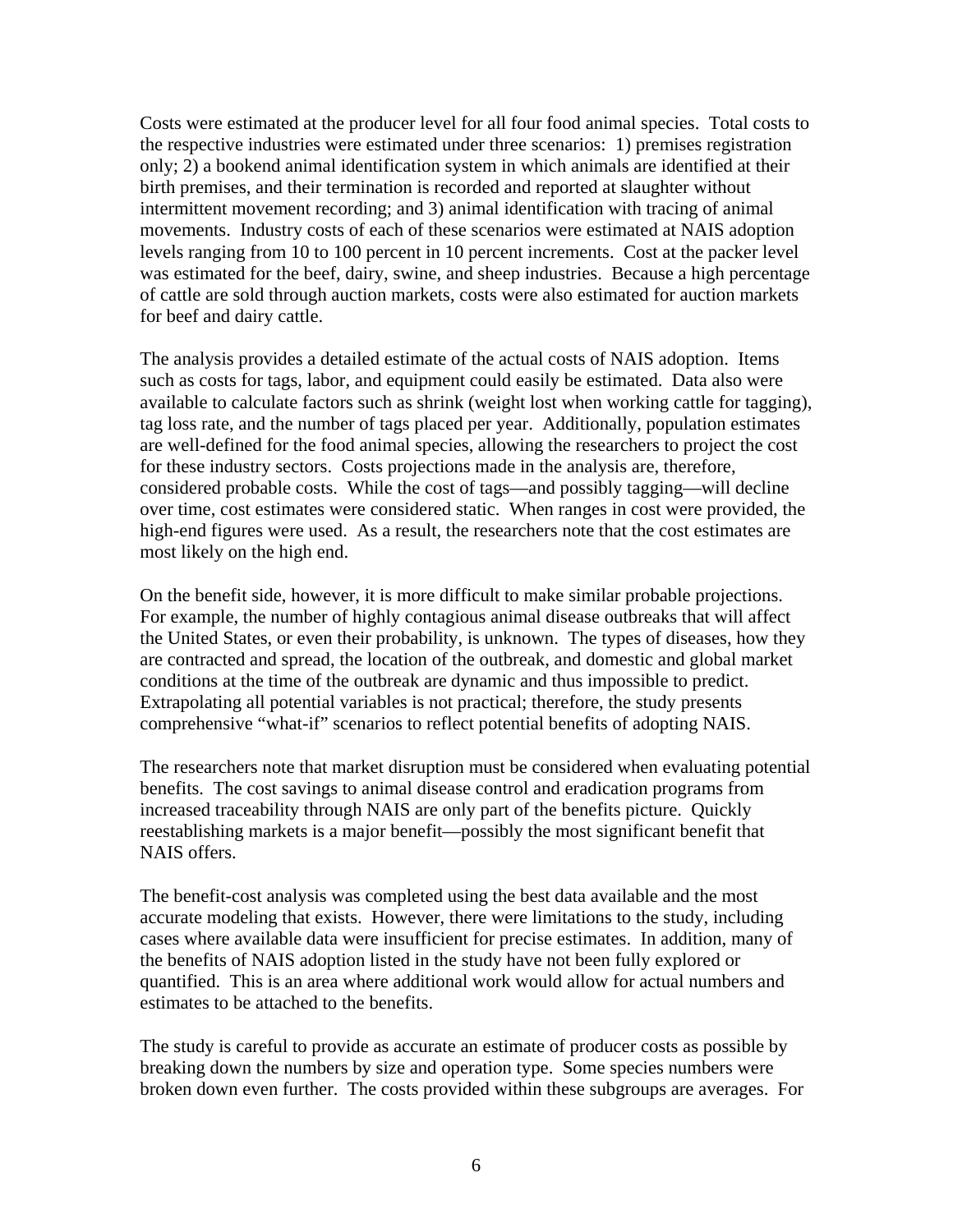Costs were estimated at the producer level for all four food animal species. Total costs to the respective industries were estimated under three scenarios: 1) premises registration only; 2) a bookend animal identification system in which animals are identified at their birth premises, and their termination is recorded and reported at slaughter without intermittent movement recording; and 3) animal identification with tracing of animal movements. Industry costs of each of these scenarios were estimated at NAIS adoption levels ranging from 10 to 100 percent in 10 percent increments. Cost at the packer level was estimated for the beef, dairy, swine, and sheep industries. Because a high percentage of cattle are sold through auction markets, costs were also estimated for auction markets for beef and dairy cattle.

The analysis provides a detailed estimate of the actual costs of NAIS adoption. Items such as costs for tags, labor, and equipment could easily be estimated. Data also were available to calculate factors such as shrink (weight lost when working cattle for tagging), tag loss rate, and the number of tags placed per year. Additionally, population estimates are well-defined for the food animal species, allowing the researchers to project the cost for these industry sectors. Costs projections made in the analysis are, therefore, considered probable costs. While the cost of tags—and possibly tagging—will decline over time, cost estimates were considered static. When ranges in cost were provided, the high-end figures were used. As a result, the researchers note that the cost estimates are most likely on the high end.

On the benefit side, however, it is more difficult to make similar probable projections. For example, the number of highly contagious animal disease outbreaks that will affect the United States, or even their probability, is unknown. The types of diseases, how they are contracted and spread, the location of the outbreak, and domestic and global market conditions at the time of the outbreak are dynamic and thus impossible to predict. Extrapolating all potential variables is not practical; therefore, the study presents comprehensive "what-if" scenarios to reflect potential benefits of adopting NAIS.

The researchers note that market disruption must be considered when evaluating potential benefits. The cost savings to animal disease control and eradication programs from increased traceability through NAIS are only part of the benefits picture. Quickly reestablishing markets is a major benefit—possibly the most significant benefit that NAIS offers.

The benefit-cost analysis was completed using the best data available and the most accurate modeling that exists. However, there were limitations to the study, including cases where available data were insufficient for precise estimates. In addition, many of the benefits of NAIS adoption listed in the study have not been fully explored or quantified. This is an area where additional work would allow for actual numbers and estimates to be attached to the benefits.

The study is careful to provide as accurate an estimate of producer costs as possible by breaking down the numbers by size and operation type. Some species numbers were broken down even further. The costs provided within these subgroups are averages. For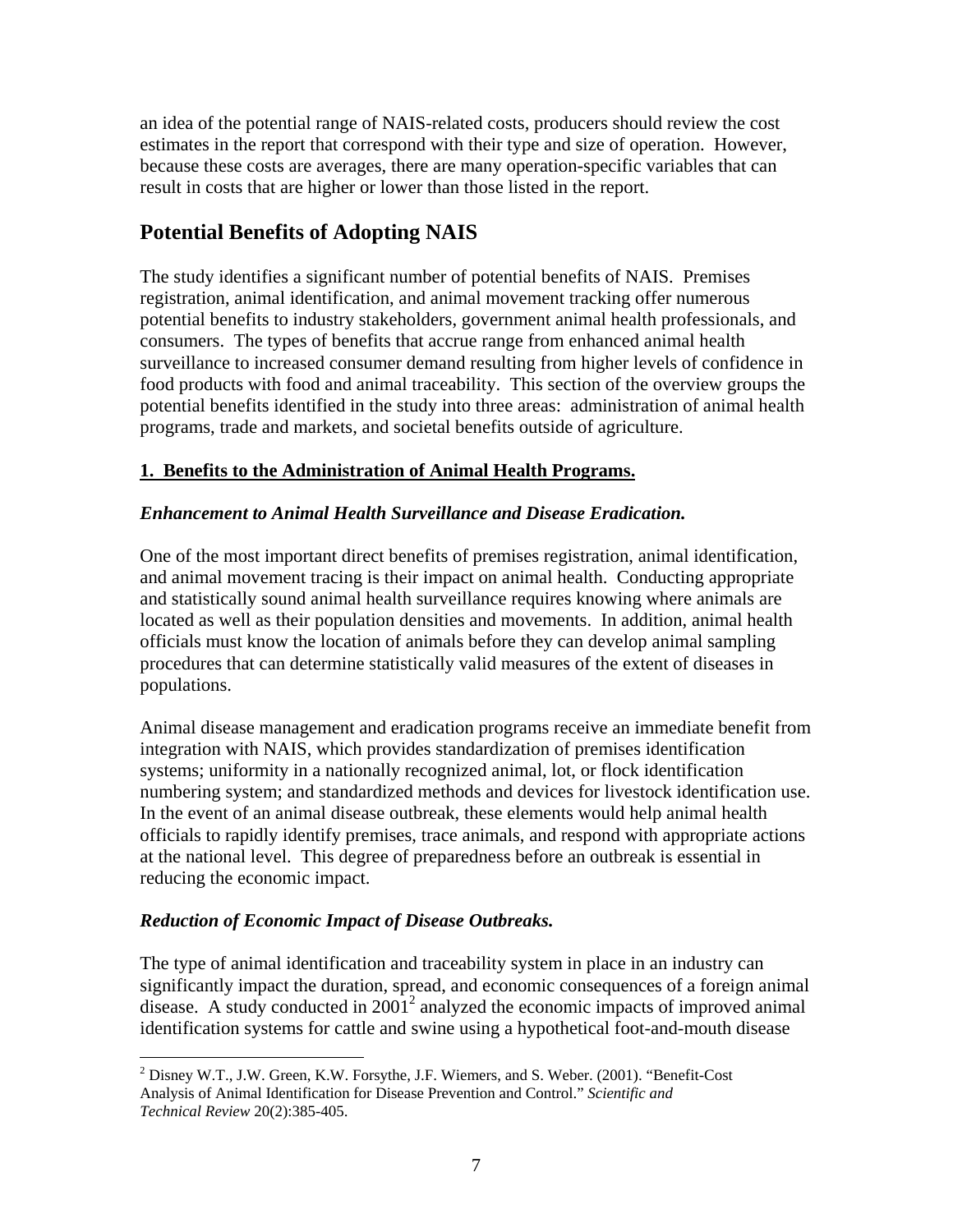an idea of the potential range of NAIS-related costs, producers should review the cost estimates in the report that correspond with their type and size of operation. However, because these costs are averages, there are many operation-specific variables that can result in costs that are higher or lower than those listed in the report.

## Potential Benefits of Adopting NAIS

The study identifies a significant number of potential benefits of NAIS. Premises registration, animal identification, and animal movement tracking offer numerous potential benefits to industry stakeholders, government animal health professionals, and consumers. The types of benefits that accrue range from enhanced animal health surveillance to increased consumer demand resulting from higher levels of confidence in food products with food and animal traceability. This section of the overview groups the potential benefits identified in the study into three areas: administration of animal health programs, trade and markets, and societal benefits outside of agriculture.

### 1. Benefits to the Administration of Animal Health Programs.

#### *Enhancement to Animal Health Surveillance and Disease Eradication.*

One of the most important direct benefits of premises registration, animal identification, and animal movement tracing is their impact on animal health. Conducting appropriate and statistically sound animal health surveillance requires knowing where animals are located as well as their population densities and movements. In addition, animal health officials must know the location of animals before they can develop animal sampling procedures that can determine statistically valid measures of the extent of diseases in populations.

Animal disease management and eradication programs receive an immediate benefit from integration with NAIS, which provides standardization of premises identification systems; uniformity in a nationally recognized animal, lot, or flock identification numbering system; and standardized methods and devices for livestock identification use. In the event of an animal disease outbreak, these elements would help animal health officials to rapidly identify premises, trace animals, and respond with appropriate actions at the national level. This degree of preparedness before an outbreak is essential in reducing the economic impact.

#### *Reduction of Economic Impact of Disease Outbreaks.*

The type of animal identification and traceability system in place in an industry can significantly impact the duration, spread, and economic consequences of a foreign animal disease. A study conducted in 2001[2] analyzed the economic impacts of improved animal identification systems for cattle and swine using a hypothetical foot-and-mouth disease

[2] Disney W.T., J.W. Green, K.W. Forsythe, J.F. Wiemers, and S. Weber. (2001). "Benefit-Cost Analysis of Animal Identification for Disease Prevention and Control." *Scientific and Technical Review* 20(2):385-405.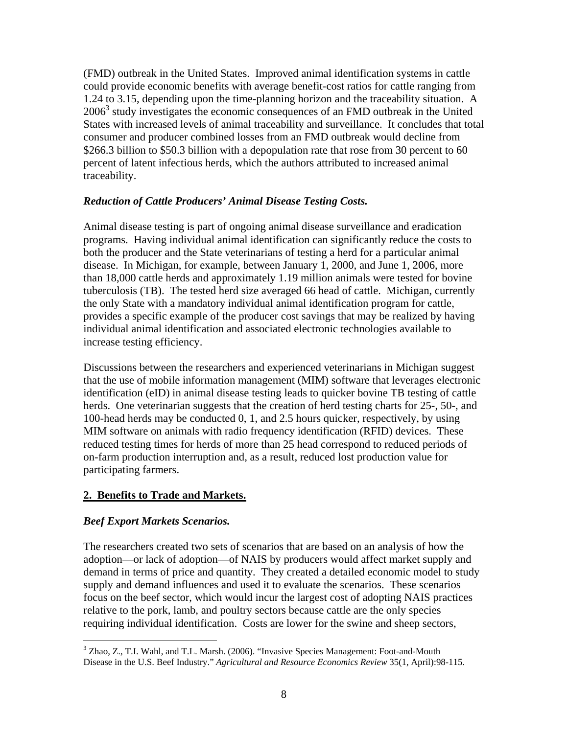(FMD) outbreak in the United States. Improved animal identification systems in cattle could provide economic benefits with average benefit-cost ratios for cattle ranging from 1.24 to 3.15, depending upon the time-planning horizon and the traceability situation. A 2006[3] study investigates the economic consequences of an FMD outbreak in the United States with increased levels of animal traceability and surveillance. It concludes that total consumer and producer combined losses from an FMD outbreak would decline from \$266.3 billion to \$50.3 billion with a depopulation rate that rose from 30 percent to 60 percent of latent infectious herds, which the authors attributed to increased animal traceability.

***Reduction of Cattle Producers' Animal Disease Testing Costs.***

Animal disease testing is part of ongoing animal disease surveillance and eradication programs. Having individual animal identification can significantly reduce the costs to both the producer and the State veterinarians of testing a herd for a particular animal disease. In Michigan, for example, between January 1, 2000, and June 1, 2006, more than 18,000 cattle herds and approximately 1.19 million animals were tested for bovine tuberculosis (TB). The tested herd size averaged 66 head of cattle. Michigan, currently the only State with a mandatory individual animal identification program for cattle, provides a specific example of the producer cost savings that may be realized by having individual animal identification and associated electronic technologies available to increase testing efficiency.

Discussions between the researchers and experienced veterinarians in Michigan suggest that the use of mobile information management (MIM) software that leverages electronic identification (eID) in animal disease testing leads to quicker bovine TB testing of cattle herds. One veterinarian suggests that the creation of herd testing charts for 25-, 50-, and 100-head herds may be conducted 0, 1, and 2.5 hours quicker, respectively, by using MIM software on animals with radio frequency identification (RFID) devices. These reduced testing times for herds of more than 25 head correspond to reduced periods of on-farm production interruption and, as a result, reduced lost production value for participating farmers.

## 2. Benefits to Trade and Markets.

***Beef Export Markets Scenarios.***

The researchers created two sets of scenarios that are based on an analysis of how the adoption—or lack of adoption—of NAIS by producers would affect market supply and demand in terms of price and quantity. They created a detailed economic model to study supply and demand influences and used it to evaluate the scenarios. These scenarios focus on the beef sector, which would incur the largest cost of adopting NAIS practices relative to the pork, lamb, and poultry sectors because cattle are the only species requiring individual identification. Costs are lower for the swine and sheep sectors,

[3] Zhao, Z., T.I. Wahl, and T.L. Marsh. (2006). "Invasive Species Management: Foot-and-Mouth Disease in the U.S. Beef Industry." *Agricultural and Resource Economics Review* 35(1, April):98-115.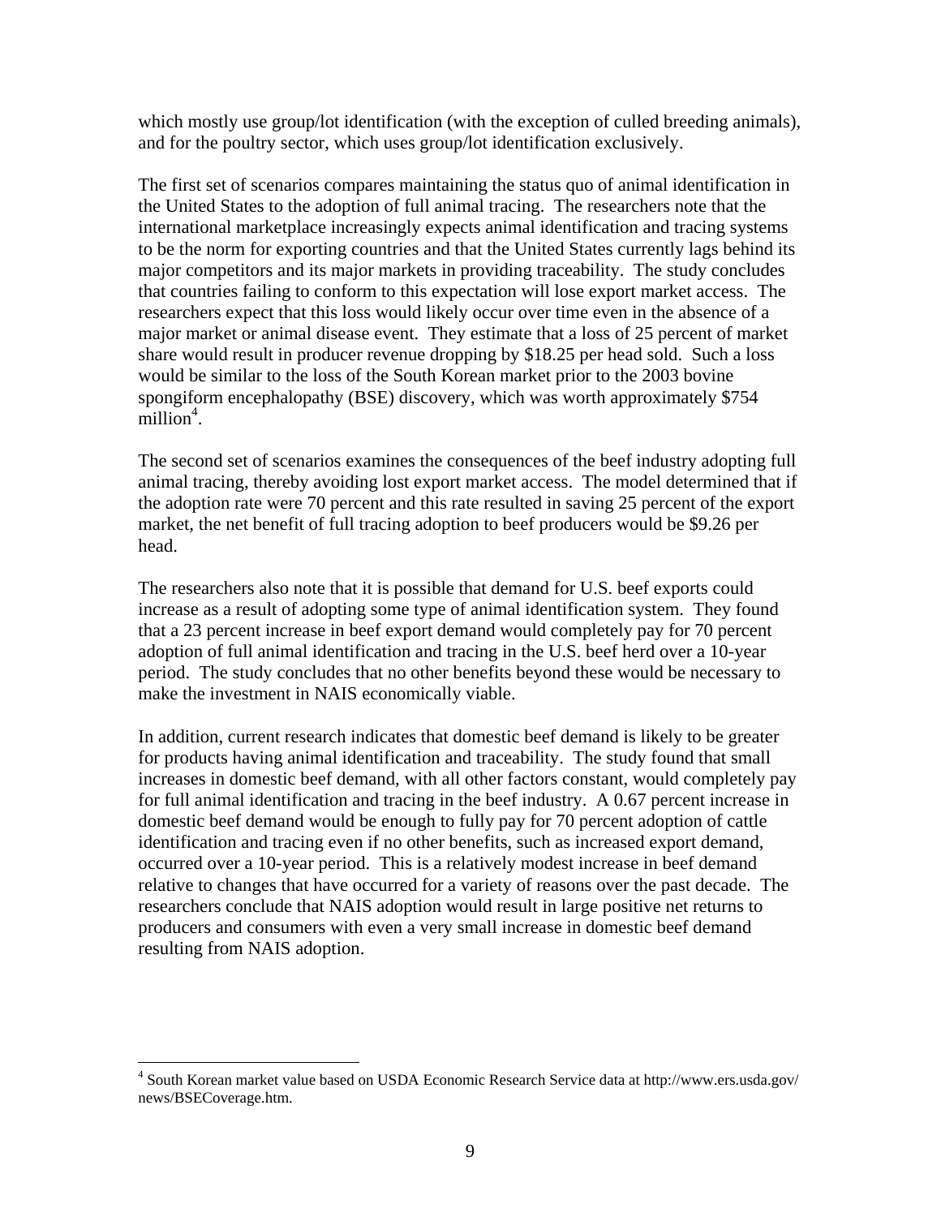which mostly use group/lot identification (with the exception of culled breeding animals), and for the poultry sector, which uses group/lot identification exclusively.

The first set of scenarios compares maintaining the status quo of animal identification in the United States to the adoption of full animal tracing. The researchers note that the international marketplace increasingly expects animal identification and tracing systems to be the norm for exporting countries and that the United States currently lags behind its major competitors and its major markets in providing traceability. The study concludes that countries failing to conform to this expectation will lose export market access. The researchers expect that this loss would likely occur over time even in the absence of a major market or animal disease event. They estimate that a loss of 25 percent of market share would result in producer revenue dropping by $18.25 per head sold. Such a loss would be similar to the loss of the South Korean market prior to the 2003 bovine spongiform encephalopathy (BSE) discovery, which was worth approximately $754 million[4].

The second set of scenarios examines the consequences of the beef industry adopting full animal tracing, thereby avoiding lost export market access. The model determined that if the adoption rate were 70 percent and this rate resulted in saving 25 percent of the export market, the net benefit of full tracing adoption to beef producers would be $9.26 per head.

The researchers also note that it is possible that demand for U.S. beef exports could increase as a result of adopting some type of animal identification system. They found that a 23 percent increase in beef export demand would completely pay for 70 percent adoption of full animal identification and tracing in the U.S. beef herd over a 10-year period. The study concludes that no other benefits beyond these would be necessary to make the investment in NAIS economically viable.

In addition, current research indicates that domestic beef demand is likely to be greater for products having animal identification and traceability. The study found that small increases in domestic beef demand, with all other factors constant, would completely pay for full animal identification and tracing in the beef industry. A 0.67 percent increase in domestic beef demand would be enough to fully pay for 70 percent adoption of cattle identification and tracing even if no other benefits, such as increased export demand, occurred over a 10-year period. This is a relatively modest increase in beef demand relative to changes that have occurred for a variety of reasons over the past decade. The researchers conclude that NAIS adoption would result in large positive net returns to producers and consumers with even a very small increase in domestic beef demand resulting from NAIS adoption.

---

[4] South Korean market value based on USDA Economic Research Service data at http://www.ers.usda.gov/news/BSECoverage.htm.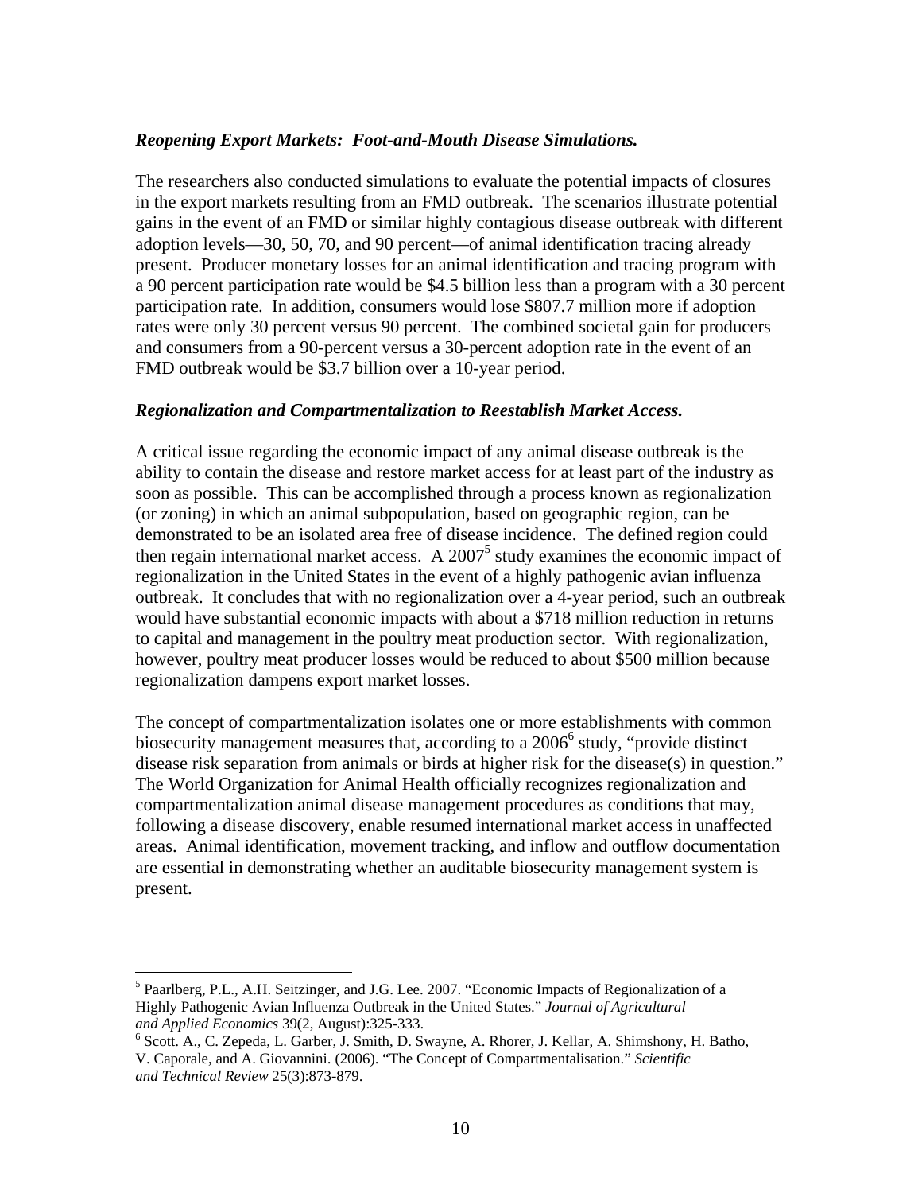***Reopening Export Markets: Foot-and-Mouth Disease Simulations.***

The researchers also conducted simulations to evaluate the potential impacts of closures in the export markets resulting from an FMD outbreak. The scenarios illustrate potential gains in the event of an FMD or similar highly contagious disease outbreak with different adoption levels—30, 50, 70, and 90 percent—of animal identification tracing already present. Producer monetary losses for an animal identification and tracing program with a 90 percent participation rate would be $4.5 billion less than a program with a 30 percent participation rate. In addition, consumers would lose $807.7 million more if adoption rates were only 30 percent versus 90 percent. The combined societal gain for producers and consumers from a 90-percent versus a 30-percent adoption rate in the event of an FMD outbreak would be $3.7 billion over a 10-year period.

***Regionalization and Compartmentalization to Reestablish Market Access.***

A critical issue regarding the economic impact of any animal disease outbreak is the ability to contain the disease and restore market access for at least part of the industry as soon as possible. This can be accomplished through a process known as regionalization (or zoning) in which an animal subpopulation, based on geographic region, can be demonstrated to be an isolated area free of disease incidence. The defined region could then regain international market access. A 2007[5] study examines the economic impact of regionalization in the United States in the event of a highly pathogenic avian influenza outbreak. It concludes that with no regionalization over a 4-year period, such an outbreak would have substantial economic impacts with about a $718 million reduction in returns to capital and management in the poultry meat production sector. With regionalization, however, poultry meat producer losses would be reduced to about $500 million because regionalization dampens export market losses.

The concept of compartmentalization isolates one or more establishments with common biosecurity management measures that, according to a 2006[6] study, "provide distinct disease risk separation from animals or birds at higher risk for the disease(s) in question." The World Organization for Animal Health officially recognizes regionalization and compartmentalization animal disease management procedures as conditions that may, following a disease discovery, enable resumed international market access in unaffected areas. Animal identification, movement tracking, and inflow and outflow documentation are essential in demonstrating whether an auditable biosecurity management system is present.

---

[5] Paarlberg, P.L., A.H. Seitzinger, and J.G. Lee. 2007. "Economic Impacts of Regionalization of a Highly Pathogenic Avian Influenza Outbreak in the United States." *Journal of Agricultural and Applied Economics* 39(2, August):325-333.

[6] Scott. A., C. Zepeda, L. Garber, J. Smith, D. Swayne, A. Rhorer, J. Kellar, A. Shimshony, H. Batho, V. Caporale, and A. Giovannini. (2006). "The Concept of Compartmentalisation." *Scientific and Technical Review* 25(3):873-879.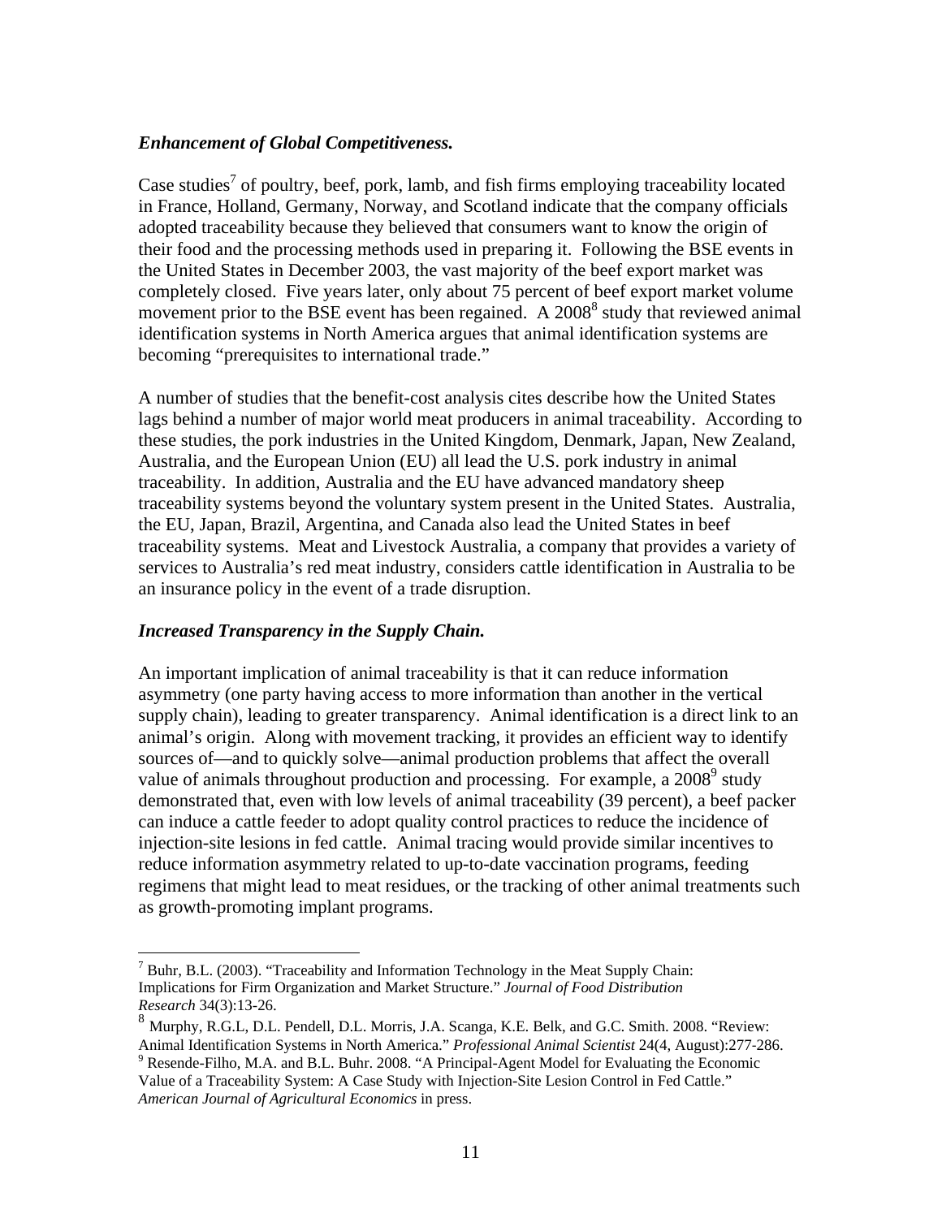*Enhancement of Global Competitiveness.*

***Enhancement of Global Competitiveness.***

Case studies[7] of poultry, beef, pork, lamb, and fish firms employing traceability located in France, Holland, Germany, Norway, and Scotland indicate that the company officials adopted traceability because they believed that consumers want to know the origin of their food and the processing methods used in preparing it. Following the BSE events in the United States in December 2003, the vast majority of the beef export market was completely closed. Five years later, only about 75 percent of beef export market volume movement prior to the BSE event has been regained. A 2008[8] study that reviewed animal identification systems in North America argues that animal identification systems are becoming "prerequisites to international trade."

A number of studies that the benefit-cost analysis cites describe how the United States lags behind a number of major world meat producers in animal traceability. According to these studies, the pork industries in the United Kingdom, Denmark, Japan, New Zealand, Australia, and the European Union (EU) all lead the U.S. pork industry in animal traceability. In addition, Australia and the EU have advanced mandatory sheep traceability systems beyond the voluntary system present in the United States. Australia, the EU, Japan, Brazil, Argentina, and Canada also lead the United States in beef traceability systems. Meat and Livestock Australia, a company that provides a variety of services to Australia's red meat industry, considers cattle identification in Australia to be an insurance policy in the event of a trade disruption.

***Increased Transparency in the Supply Chain.***

An important implication of animal traceability is that it can reduce information asymmetry (one party having access to more information than another in the vertical supply chain), leading to greater transparency. Animal identification is a direct link to an animal's origin. Along with movement tracking, it provides an efficient way to identify sources of—and to quickly solve—animal production problems that affect the overall value of animals throughout production and processing. For example, a 2008[9] study demonstrated that, even with low levels of animal traceability (39 percent), a beef packer can induce a cattle feeder to adopt quality control practices to reduce the incidence of injection-site lesions in fed cattle. Animal tracing would provide similar incentives to reduce information asymmetry related to up-to-date vaccination programs, feeding regimens that might lead to meat residues, or the tracking of other animal treatments such as growth-promoting implant programs.

---

[7] Buhr, B.L. (2003). "Traceability and Information Technology in the Meat Supply Chain: Implications for Firm Organization and Market Structure." *Journal of Food Distribution Research* 34(3):13-26.

[8] Murphy, R.G.L, D.L. Pendell, D.L. Morris, J.A. Scanga, K.E. Belk, and G.C. Smith. 2008. "Review: Animal Identification Systems in North America." *Professional Animal Scientist* 24(4, August):277-286.

[9] Resende-Filho, M.A. and B.L. Buhr. 2008. "A Principal-Agent Model for Evaluating the Economic Value of a Traceability System: A Case Study with Injection-Site Lesion Control in Fed Cattle." *American Journal of Agricultural Economics* in press.

***Enhancement of Global Competitiveness.***

Case studies[7] of poultry, beef, pork, lamb, and fish firms employing traceability located in France, Holland, Germany, Norway, and Scotland indicate that the company officials adopted traceability because they believed that consumers want to know the origin of their food and the processing methods used in preparing it. Following the BSE events in the United States in December 2003, the vast majority of the beef export market was completely closed. Five years later, only about 75 percent of beef export market volume movement prior to the BSE event has been regained. A 2008[8] study that reviewed animal identification systems in North America argues that animal identification systems are becoming "prerequisites to international trade."

A number of studies that the benefit-cost analysis cites describe how the United States lags behind a number of major world meat producers in animal traceability. According to these studies, the pork industries in the United Kingdom, Denmark, Japan, New Zealand, Australia, and the European Union (EU) all lead the U.S. pork industry in animal traceability. In addition, Australia and the EU have advanced mandatory sheep traceability systems beyond the voluntary system present in the United States. Australia, the EU, Japan, Brazil, Argentina, and Canada also lead the United States in beef traceability systems. Meat and Livestock Australia, a company that provides a variety of services to Australia's red meat industry, considers cattle identification in Australia to be an insurance policy in the event of a trade disruption.

***Increased Transparency in the Supply Chain.***

An important implication of animal traceability is that it can reduce information asymmetry (one party having access to more information than another in the vertical supply chain), leading to greater transparency. Animal identification is a direct link to an animal's origin. Along with movement tracking, it provides an efficient way to identify sources of—and to quickly solve—animal production problems that affect the overall value of animals throughout production and processing. For example, a 2008[9] study demonstrated that, even with low levels of animal traceability (39 percent), a beef packer can induce a cattle feeder to adopt quality control practices to reduce the incidence of injection-site lesions in fed cattle. Animal tracing would provide similar incentives to reduce information asymmetry related to up-to-date vaccination programs, feeding regimens that might lead to meat residues, or the tracking of other animal treatments such as growth-promoting implant programs.

---

[7] Buhr, B.L. (2003). "Traceability and Information Technology in the Meat Supply Chain: Implications for Firm Organization and Market Structure." *Journal of Food Distribution Research* 34(3):13-26.

[8] Murphy, R.G.L, D.L. Pendell, D.L. Morris, J.A. Scanga, K.E. Belk, and G.C. Smith. 2008. "Review: Animal Identification Systems in North America." *Professional Animal Scientist* 24(4, August):277-286.

[9] Resende-Filho, M.A. and B.L. Buhr. 2008. "A Principal-Agent Model for Evaluating the Economic Value of a Traceability System: A Case Study with Injection-Site Lesion Control in Fed Cattle." *American Journal of Agricultural Economics* in press.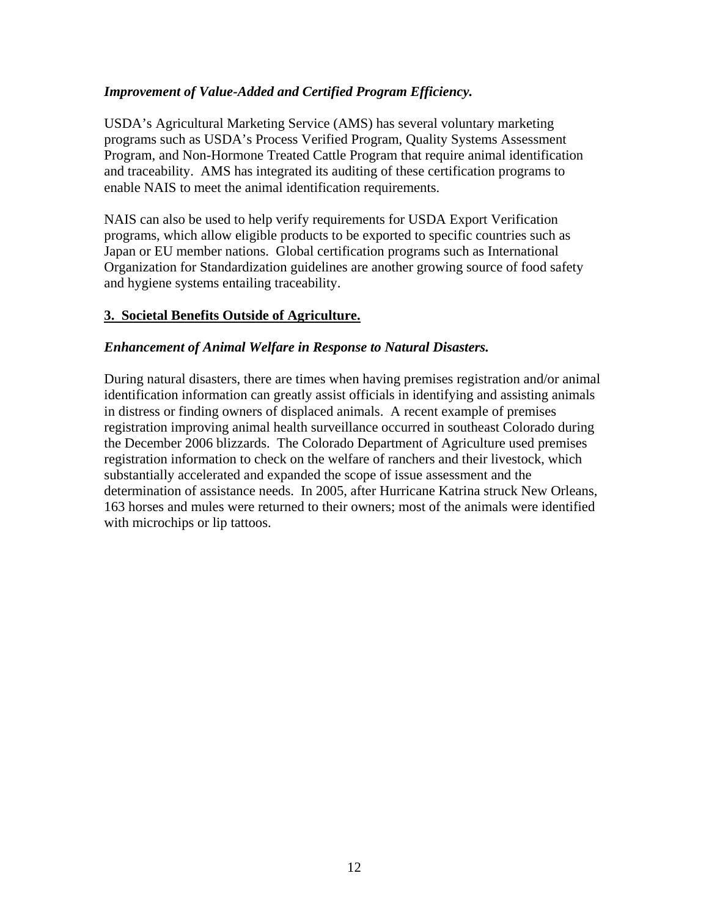*Improvement of Value-Added and Certified Program Efficiency.*

USDA's Agricultural Marketing Service (AMS) has several voluntary marketing programs such as USDA's Process Verified Program, Quality Systems Assessment Program, and Non-Hormone Treated Cattle Program that require animal identification and traceability. AMS has integrated its auditing of these certification programs to enable NAIS to meet the animal identification requirements.

NAIS can also be used to help verify requirements for USDA Export Verification programs, which allow eligible products to be exported to specific countries such as Japan or EU member nations. Global certification programs such as International Organization for Standardization guidelines are another growing source of food safety and hygiene systems entailing traceability.

## 3. Societal Benefits Outside of Agriculture.

*Enhancement of Animal Welfare in Response to Natural Disasters.*

During natural disasters, there are times when having premises registration and/or animal identification information can greatly assist officials in identifying and assisting animals in distress or finding owners of displaced animals. A recent example of premises registration improving animal health surveillance occurred in southeast Colorado during the December 2006 blizzards. The Colorado Department of Agriculture used premises registration information to check on the welfare of ranchers and their livestock, which substantially accelerated and expanded the scope of issue assessment and the determination of assistance needs. In 2005, after Hurricane Katrina struck New Orleans, 163 horses and mules were returned to their owners; most of the animals were identified with microchips or lip tattoos.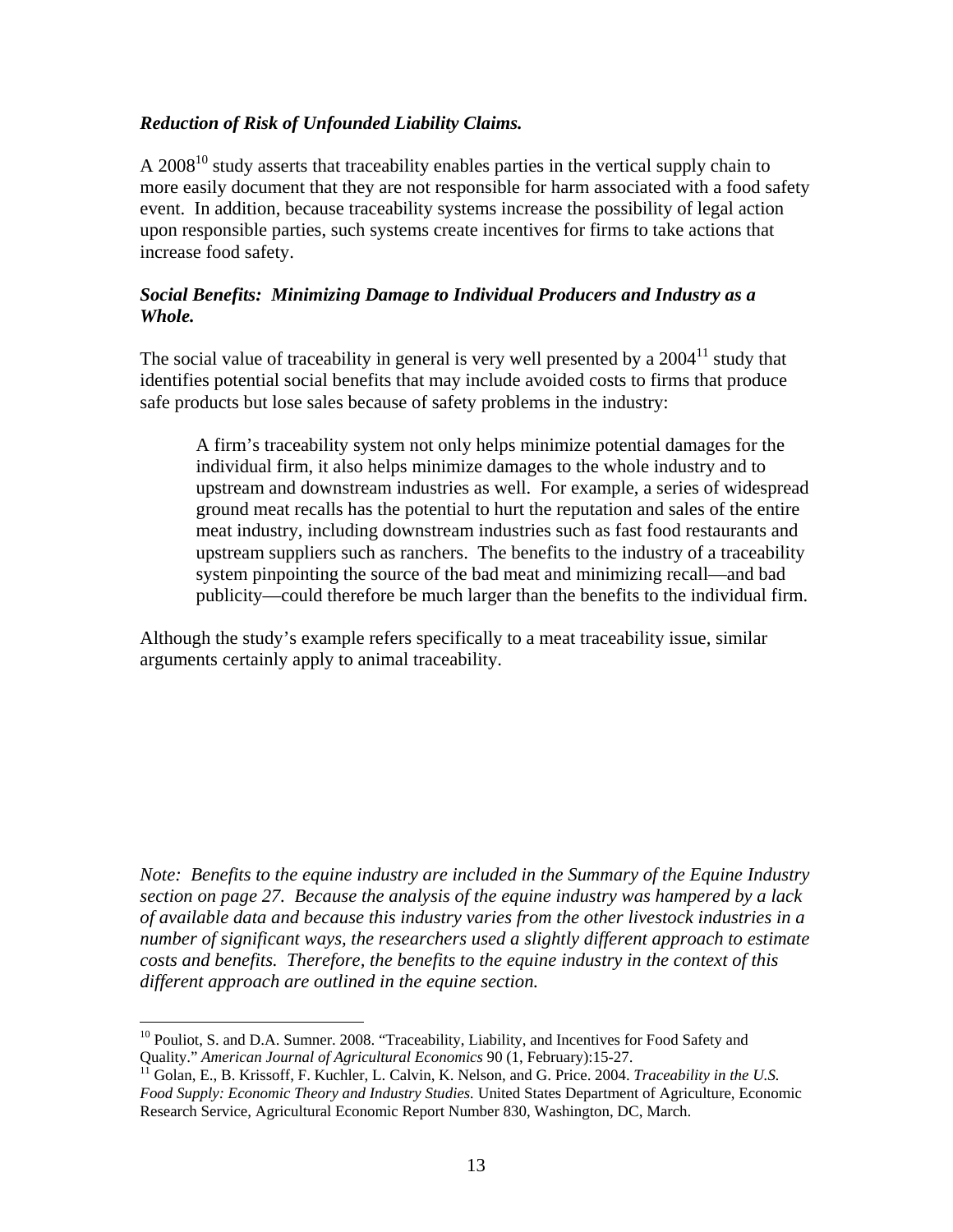***Reduction of Risk of Unfounded Liability Claims.***

A 2008[10] study asserts that traceability enables parties in the vertical supply chain to more easily document that they are not responsible for harm associated with a food safety event. In addition, because traceability systems increase the possibility of legal action upon responsible parties, such systems create incentives for firms to take actions that increase food safety.

***Social Benefits: Minimizing Damage to Individual Producers and Industry as a Whole.***

The social value of traceability in general is very well presented by a 2004[11] study that identifies potential social benefits that may include avoided costs to firms that produce safe products but lose sales because of safety problems in the industry:

> A firm's traceability system not only helps minimize potential damages for the individual firm, it also helps minimize damages to the whole industry and to upstream and downstream industries as well. For example, a series of widespread ground meat recalls has the potential to hurt the reputation and sales of the entire meat industry, including downstream industries such as fast food restaurants and upstream suppliers such as ranchers. The benefits to the industry of a traceability system pinpointing the source of the bad meat and minimizing recall—and bad publicity—could therefore be much larger than the benefits to the individual firm.

Although the study's example refers specifically to a meat traceability issue, similar arguments certainly apply to animal traceability.

*Note: Benefits to the equine industry are included in the Summary of the Equine Industry section on page 27. Because the analysis of the equine industry was hampered by a lack of available data and because this industry varies from the other livestock industries in a number of significant ways, the researchers used a slightly different approach to estimate costs and benefits. Therefore, the benefits to the equine industry in the context of this different approach are outlined in the equine section.*

---

[10] Pouliot, S. and D.A. Sumner. 2008. "Traceability, Liability, and Incentives for Food Safety and Quality." *American Journal of Agricultural Economics* 90 (1, February):15-27.

[11] Golan, E., B. Krissoff, F. Kuchler, L. Calvin, K. Nelson, and G. Price. 2004. *Traceability in the U.S. Food Supply: Economic Theory and Industry Studies.* United States Department of Agriculture, Economic Research Service, Agricultural Economic Report Number 830, Washington, DC, March.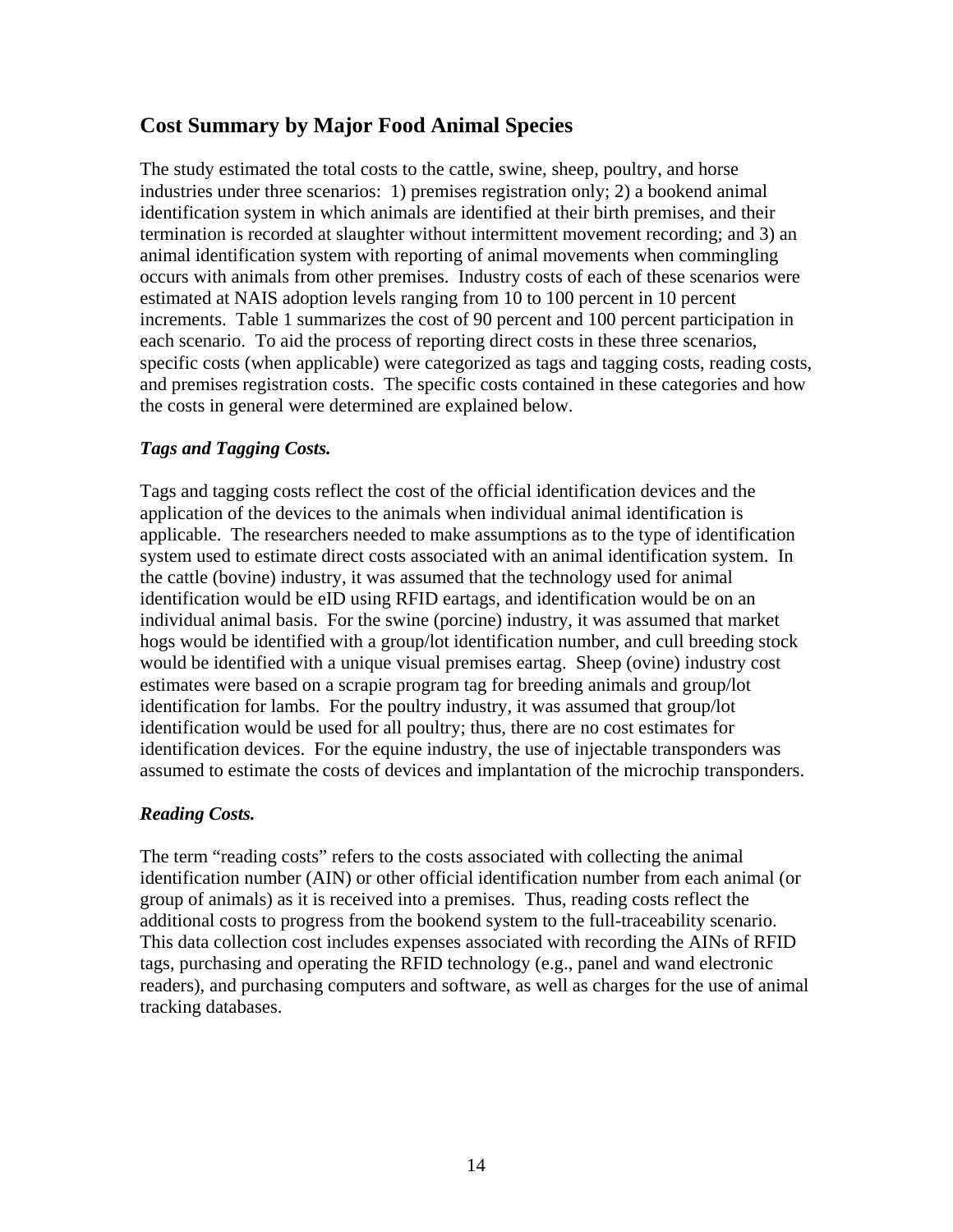## Cost Summary by Major Food Animal Species

The study estimated the total costs to the cattle, swine, sheep, poultry, and horse industries under three scenarios: 1) premises registration only; 2) a bookend animal identification system in which animals are identified at their birth premises, and their termination is recorded at slaughter without intermittent movement recording; and 3) an animal identification system with reporting of animal movements when commingling occurs with animals from other premises. Industry costs of each of these scenarios were estimated at NAIS adoption levels ranging from 10 to 100 percent in 10 percent increments. Table 1 summarizes the cost of 90 percent and 100 percent participation in each scenario. To aid the process of reporting direct costs in these three scenarios, specific costs (when applicable) were categorized as tags and tagging costs, reading costs, and premises registration costs. The specific costs contained in these categories and how the costs in general were determined are explained below.

### *Tags and Tagging Costs.*

Tags and tagging costs reflect the cost of the official identification devices and the application of the devices to the animals when individual animal identification is applicable. The researchers needed to make assumptions as to the type of identification system used to estimate direct costs associated with an animal identification system. In the cattle (bovine) industry, it was assumed that the technology used for animal identification would be eID using RFID eartags, and identification would be on an individual animal basis. For the swine (porcine) industry, it was assumed that market hogs would be identified with a group/lot identification number, and cull breeding stock would be identified with a unique visual premises eartag. Sheep (ovine) industry cost estimates were based on a scrapie program tag for breeding animals and group/lot identification for lambs. For the poultry industry, it was assumed that group/lot identification would be used for all poultry; thus, there are no cost estimates for identification devices. For the equine industry, the use of injectable transponders was assumed to estimate the costs of devices and implantation of the microchip transponders.

### *Reading Costs.*

The term "reading costs" refers to the costs associated with collecting the animal identification number (AIN) or other official identification number from each animal (or group of animals) as it is received into a premises. Thus, reading costs reflect the additional costs to progress from the bookend system to the full-traceability scenario. This data collection cost includes expenses associated with recording the AINs of RFID tags, purchasing and operating the RFID technology (e.g., panel and wand electronic readers), and purchasing computers and software, as well as charges for the use of animal tracking databases.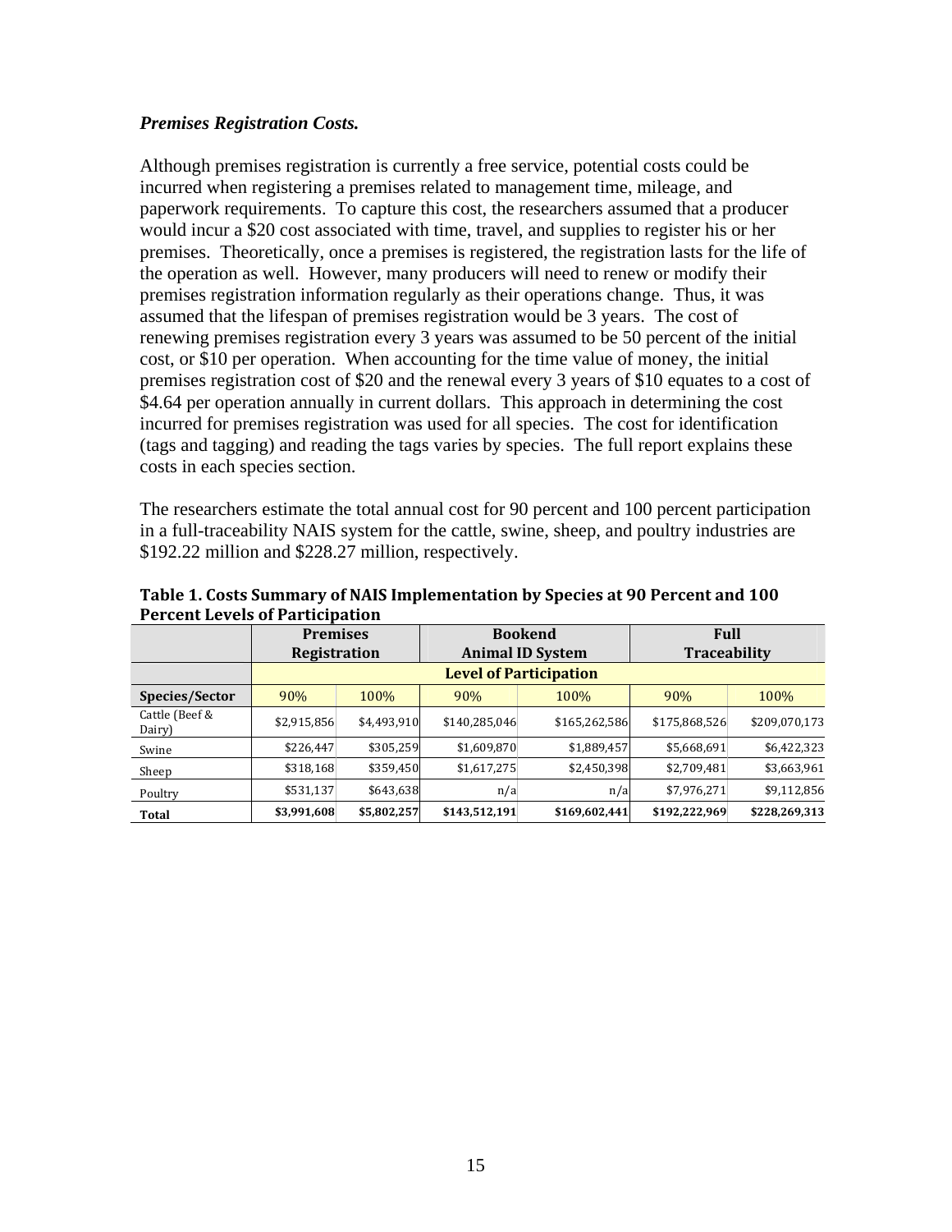***Premises Registration Costs.***

Although premises registration is currently a free service, potential costs could be incurred when registering a premises related to management time, mileage, and paperwork requirements. To capture this cost, the researchers assumed that a producer would incur a $20 cost associated with time, travel, and supplies to register his or her premises. Theoretically, once a premises is registered, the registration lasts for the life of the operation as well. However, many producers will need to renew or modify their premises registration information regularly as their operations change. Thus, it was assumed that the lifespan of premises registration would be 3 years. The cost of renewing premises registration every 3 years was assumed to be 50 percent of the initial cost, or $10 per operation. When accounting for the time value of money, the initial premises registration cost of $20 and the renewal every 3 years of $10 equates to a cost of $4.64 per operation annually in current dollars. This approach in determining the cost incurred for premises registration was used for all species. The cost for identification (tags and tagging) and reading the tags varies by species. The full report explains these costs in each species section.

The researchers estimate the total annual cost for 90 percent and 100 percent participation in a full-traceability NAIS system for the cattle, swine, sheep, and poultry industries are $192.22 million and $228.27 million, respectively.

**Table 1. Costs Summary of NAIS Implementation by Species at 90 Percent and 100 Percent Levels of Participation**

| | Premises Registration | | Bookend Animal ID System | | Full Traceability | |
|---|---|---|---|---|---|---|
| | Level of Participation | | | | | |
| **Species/Sector** | 90% | 100% | 90% | 100% | 90% | 100% |
| Cattle (Beef & Dairy) | $2,915,856 | $4,493,910 | $140,285,046 | $165,262,586 | $175,868,526 | $209,070,173 |
| Swine | $226,447 | $305,259 | $1,609,870 | $1,889,457 | $5,668,691 | $6,422,323 |
| Sheep | $318,168 | $359,450 | $1,617,275 | $2,450,398 | $2,709,481 | $3,663,961 |
| Poultry | $531,137 | $643,638 | n/a | n/a | $7,976,271 | $9,112,856 |
| **Total** | **$3,991,608** | **$5,802,257** | **$143,512,191** | **$169,602,441** | **$192,222,969** | **$228,269,313** |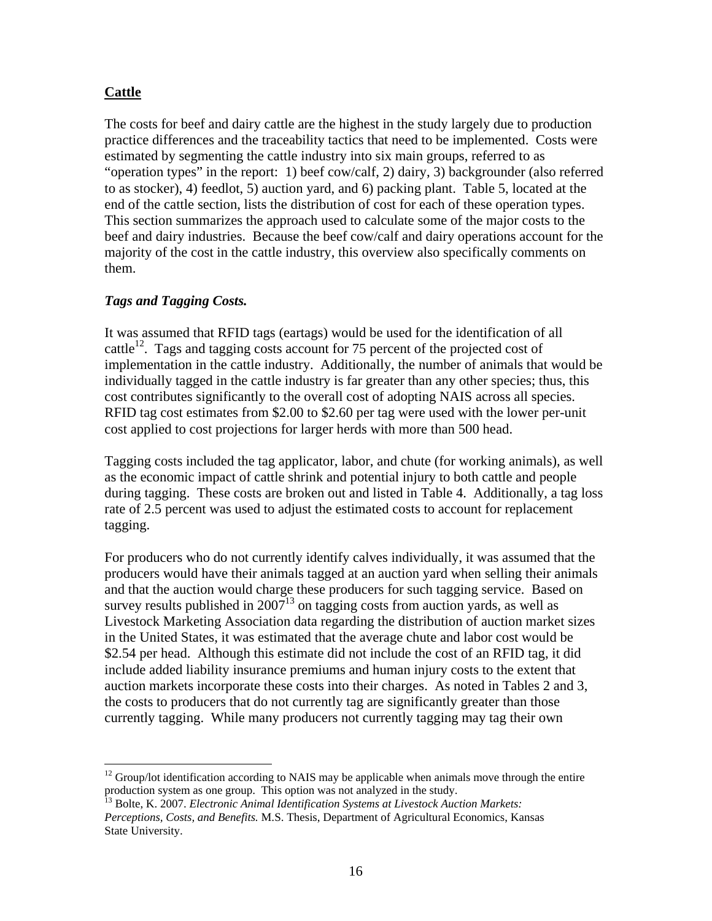## Cattle

The costs for beef and dairy cattle are the highest in the study largely due to production practice differences and the traceability tactics that need to be implemented. Costs were estimated by segmenting the cattle industry into six main groups, referred to as "operation types" in the report: 1) beef cow/calf, 2) dairy, 3) backgrounder (also referred to as stocker), 4) feedlot, 5) auction yard, and 6) packing plant. Table 5, located at the end of the cattle section, lists the distribution of cost for each of these operation types. This section summarizes the approach used to calculate some of the major costs to the beef and dairy industries. Because the beef cow/calf and dairy operations account for the majority of the cost in the cattle industry, this overview also specifically comments on them.

### *Tags and Tagging Costs.*

It was assumed that RFID tags (eartags) would be used for the identification of all cattle[12]. Tags and tagging costs account for 75 percent of the projected cost of implementation in the cattle industry. Additionally, the number of animals that would be individually tagged in the cattle industry is far greater than any other species; thus, this cost contributes significantly to the overall cost of adopting NAIS across all species. RFID tag cost estimates from $2.00 to $2.60 per tag were used with the lower per-unit cost applied to cost projections for larger herds with more than 500 head.

Tagging costs included the tag applicator, labor, and chute (for working animals), as well as the economic impact of cattle shrink and potential injury to both cattle and people during tagging. These costs are broken out and listed in Table 4. Additionally, a tag loss rate of 2.5 percent was used to adjust the estimated costs to account for replacement tagging.

For producers who do not currently identify calves individually, it was assumed that the producers would have their animals tagged at an auction yard when selling their animals and that the auction would charge these producers for such tagging service. Based on survey results published in 2007[13] on tagging costs from auction yards, as well as Livestock Marketing Association data regarding the distribution of auction market sizes in the United States, it was estimated that the average chute and labor cost would be $2.54 per head. Although this estimate did not include the cost of an RFID tag, it did include added liability insurance premiums and human injury costs to the extent that auction markets incorporate these costs into their charges. As noted in Tables 2 and 3, the costs to producers that do not currently tag are significantly greater than those currently tagging. While many producers not currently tagging may tag their own

---

[12] Group/lot identification according to NAIS may be applicable when animals move through the entire production system as one group. This option was not analyzed in the study.

[13] Bolte, K. 2007. *Electronic Animal Identification Systems at Livestock Auction Markets: Perceptions, Costs, and Benefits.* M.S. Thesis, Department of Agricultural Economics, Kansas State University.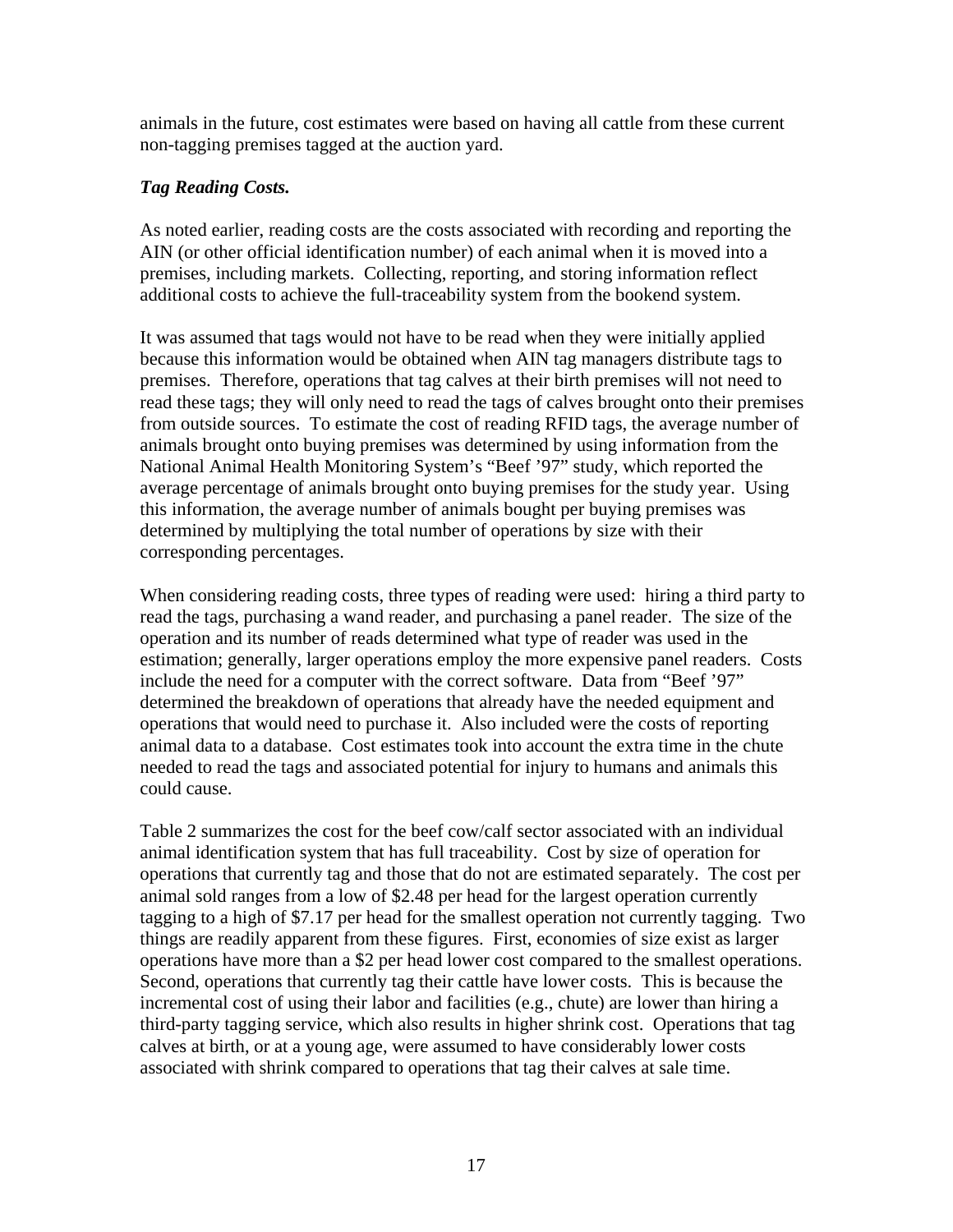animals in the future, cost estimates were based on having all cattle from these current non-tagging premises tagged at the auction yard.

***Tag Reading Costs.***

As noted earlier, reading costs are the costs associated with recording and reporting the AIN (or other official identification number) of each animal when it is moved into a premises, including markets. Collecting, reporting, and storing information reflect additional costs to achieve the full-traceability system from the bookend system.

It was assumed that tags would not have to be read when they were initially applied because this information would be obtained when AIN tag managers distribute tags to premises. Therefore, operations that tag calves at their birth premises will not need to read these tags; they will only need to read the tags of calves brought onto their premises from outside sources. To estimate the cost of reading RFID tags, the average number of animals brought onto buying premises was determined by using information from the National Animal Health Monitoring System's "Beef '97" study, which reported the average percentage of animals brought onto buying premises for the study year. Using this information, the average number of animals bought per buying premises was determined by multiplying the total number of operations by size with their corresponding percentages.

When considering reading costs, three types of reading were used: hiring a third party to read the tags, purchasing a wand reader, and purchasing a panel reader. The size of the operation and its number of reads determined what type of reader was used in the estimation; generally, larger operations employ the more expensive panel readers. Costs include the need for a computer with the correct software. Data from "Beef '97" determined the breakdown of operations that already have the needed equipment and operations that would need to purchase it. Also included were the costs of reporting animal data to a database. Cost estimates took into account the extra time in the chute needed to read the tags and associated potential for injury to humans and animals this could cause.

Table 2 summarizes the cost for the beef cow/calf sector associated with an individual animal identification system that has full traceability. Cost by size of operation for operations that currently tag and those that do not are estimated separately. The cost per animal sold ranges from a low of $2.48 per head for the largest operation currently tagging to a high of $7.17 per head for the smallest operation not currently tagging. Two things are readily apparent from these figures. First, economies of size exist as larger operations have more than a $2 per head lower cost compared to the smallest operations. Second, operations that currently tag their cattle have lower costs. This is because the incremental cost of using their labor and facilities (e.g., chute) are lower than hiring a third-party tagging service, which also results in higher shrink cost. Operations that tag calves at birth, or at a young age, were assumed to have considerably lower costs associated with shrink compared to operations that tag their calves at sale time.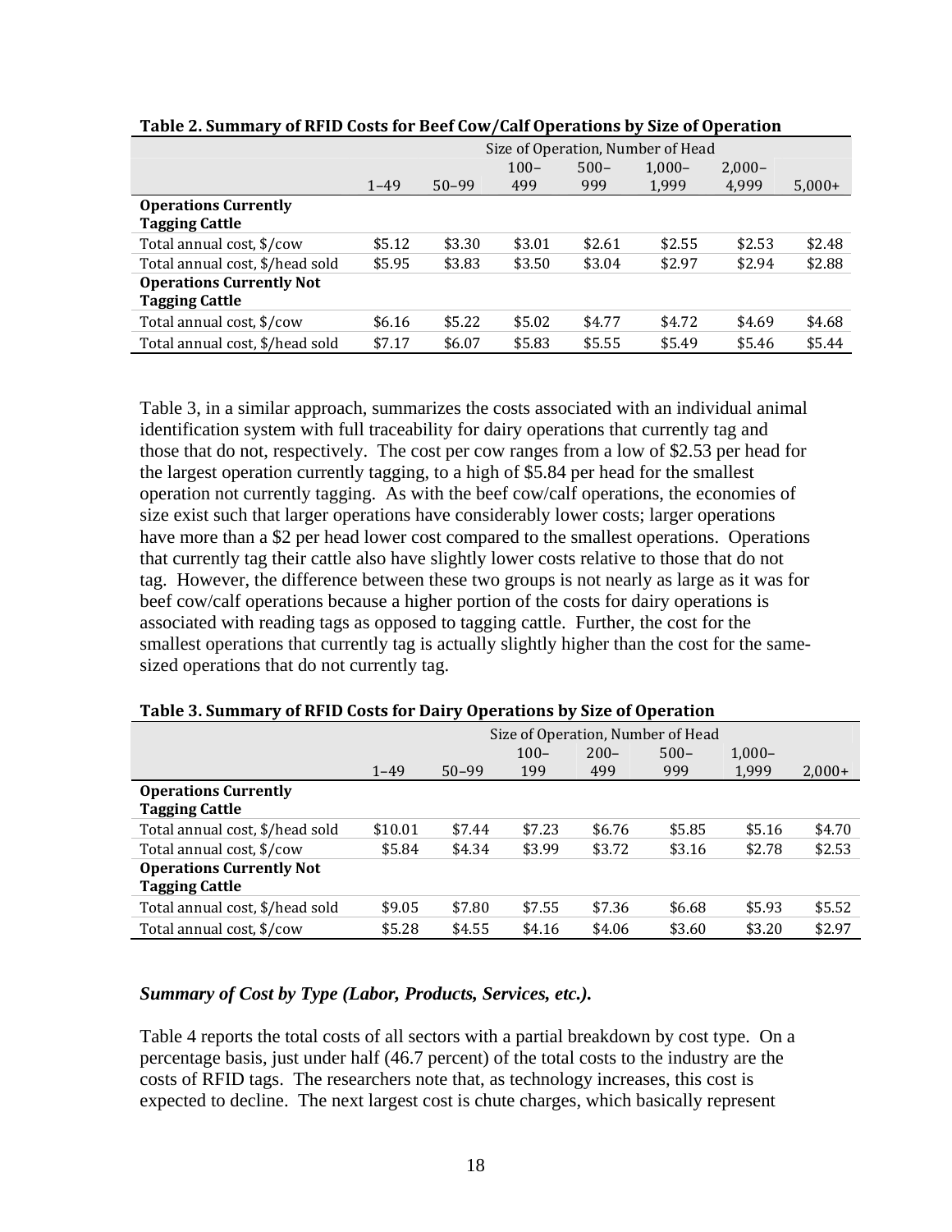**Table 2. Summary of RFID Costs for Beef Cow/Calf Operations by Size of Operation**

| | Size of Operation, Number of Head | | | | | | |
|---|---|---|---|---|---|---|---|
| | 1–49 | 50–99 | 100–499 | 500–999 | 1,000–1,999 | 2,000–4,999 | 5,000+ |
| **Operations Currently Tagging Cattle** | | | | | | | |
| Total annual cost, $/cow | $5.12 | $3.30 | $3.01 | $2.61 | $2.55 | $2.53 | $2.48 |
| Total annual cost, $/head sold | $5.95 | $3.83 | $3.50 | $3.04 | $2.97 | $2.94 | $2.88 |
| **Operations Currently Not Tagging Cattle** | | | | | | | |
| Total annual cost, $/cow | $6.16 | $5.22 | $5.02 | $4.77 | $4.72 | $4.69 | $4.68 |
| Total annual cost, $/head sold | $7.17 | $6.07 | $5.83 | $5.55 | $5.49 | $5.46 | $5.44 |

Table 3, in a similar approach, summarizes the costs associated with an individual animal identification system with full traceability for dairy operations that currently tag and those that do not, respectively. The cost per cow ranges from a low of $2.53 per head for the largest operation currently tagging, to a high of $5.84 per head for the smallest operation not currently tagging. As with the beef cow/calf operations, the economies of size exist such that larger operations have considerably lower costs; larger operations have more than a $2 per head lower cost compared to the smallest operations. Operations that currently tag their cattle also have slightly lower costs relative to those that do not tag. However, the difference between these two groups is not nearly as large as it was for beef cow/calf operations because a higher portion of the costs for dairy operations is associated with reading tags as opposed to tagging cattle. Further, the cost for the smallest operations that currently tag is actually slightly higher than the cost for the same-sized operations that do not currently tag.

**Table 3. Summary of RFID Costs for Dairy Operations by Size of Operation**

| | Size of Operation, Number of Head | | | | | | |
|---|---|---|---|---|---|---|---|
| | 1–49 | 50–99 | 100–199 | 200–499 | 500–999 | 1,000–1,999 | 2,000+ |
| **Operations Currently Tagging Cattle** | | | | | | | |
| Total annual cost, $/head sold | $10.01 | $7.44 | $7.23 | $6.76 | $5.85 | $5.16 | $4.70 |
| Total annual cost, $/cow | $5.84 | $4.34 | $3.99 | $3.72 | $3.16 | $2.78 | $2.53 |
| **Operations Currently Not Tagging Cattle** | | | | | | | |
| Total annual cost, $/head sold | $9.05 | $7.80 | $7.55 | $7.36 | $6.68 | $5.93 | $5.52 |
| Total annual cost, $/cow | $5.28 | $4.55 | $4.16 | $4.06 | $3.60 | $3.20 | $2.97 |

### *Summary of Cost by Type (Labor, Products, Services, etc.).*

Table 4 reports the total costs of all sectors with a partial breakdown by cost type. On a percentage basis, just under half (46.7 percent) of the total costs to the industry are the costs of RFID tags. The researchers note that, as technology increases, this cost is expected to decline. The next largest cost is chute charges, which basically represent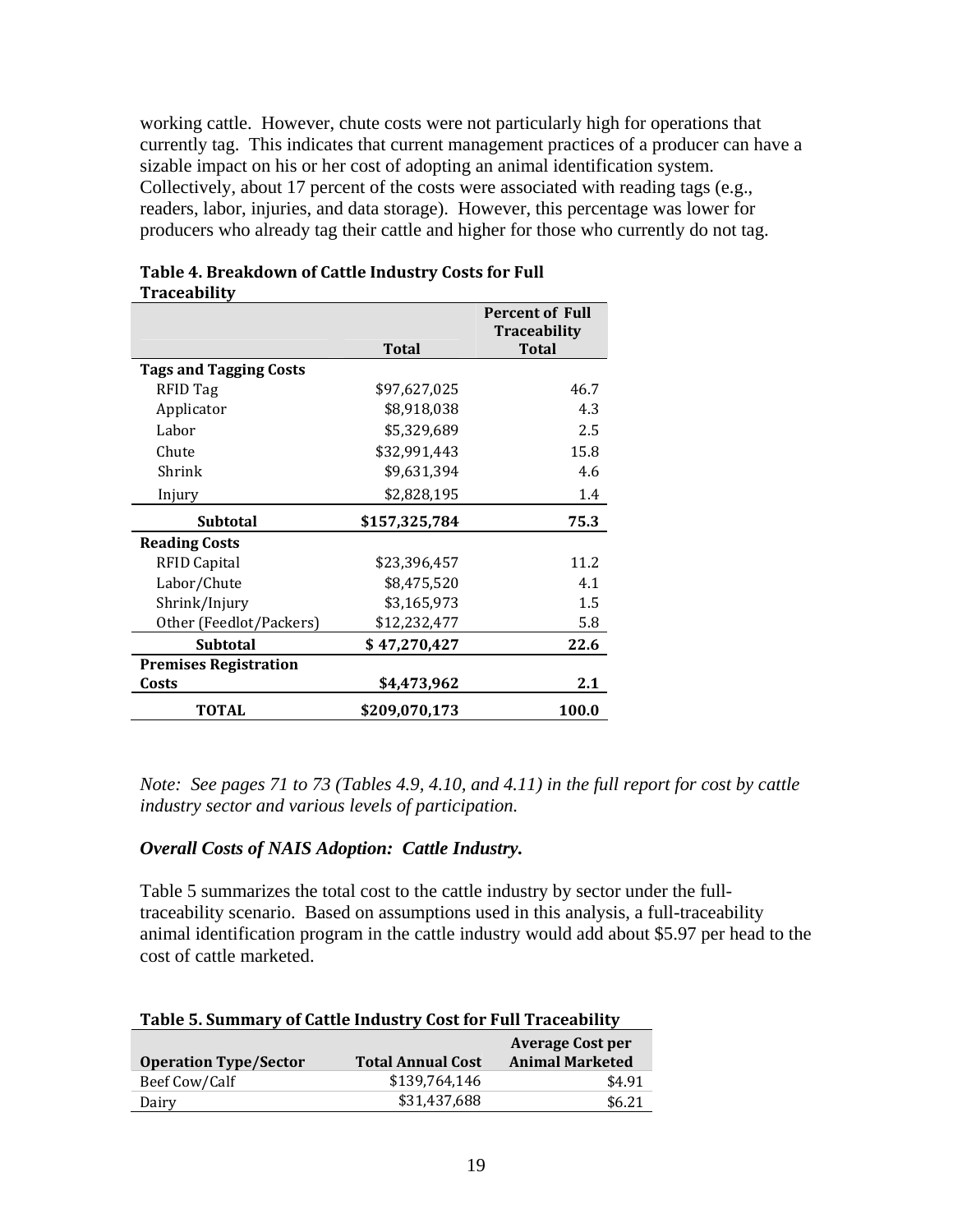working cattle. However, chute costs were not particularly high for operations that currently tag. This indicates that current management practices of a producer can have a sizable impact on his or her cost of adopting an animal identification system. Collectively, about 17 percent of the costs were associated with reading tags (e.g., readers, labor, injuries, and data storage). However, this percentage was lower for producers who already tag their cattle and higher for those who currently do not tag.

**Table 4. Breakdown of Cattle Industry Costs for Full Traceability**

| | Total | Percent of Full Traceability Total |
|---|---:|---:|
| **Tags and Tagging Costs** | | |
| RFID Tag | $97,627,025 | 46.7 |
| Applicator | $8,918,038 | 4.3 |
| Labor | $5,329,689 | 2.5 |
| Chute | $32,991,443 | 15.8 |
| Shrink | $9,631,394 | 4.6 |
| Injury | $2,828,195 | 1.4 |
| **Subtotal** | **$157,325,784** | **75.3** |
| **Reading Costs** | | |
| RFID Capital | $23,396,457 | 11.2 |
| Labor/Chute | $8,475,520 | 4.1 |
| Shrink/Injury | $3,165,973 | 1.5 |
| Other (Feedlot/Packers) | $12,232,477 | 5.8 |
| **Subtotal** | **$ 47,270,427** | **22.6** |
| **Premises Registration Costs** | **$4,473,962** | **2.1** |
| **TOTAL** | **$209,070,173** | **100.0** |

*Note: See pages 71 to 73 (Tables 4.9, 4.10, and 4.11) in the full report for cost by cattle industry sector and various levels of participation.*

### *Overall Costs of NAIS Adoption: Cattle Industry.*

Table 5 summarizes the total cost to the cattle industry by sector under the full-traceability scenario. Based on assumptions used in this analysis, a full-traceability animal identification program in the cattle industry would add about $5.97 per head to the cost of cattle marketed.

**Table 5. Summary of Cattle Industry Cost for Full Traceability**

| Operation Type/Sector | Total Annual Cost | Average Cost per Animal Marketed |
|---|---:|---:|
| Beef Cow/Calf | $139,764,146 | $4.91 |
| Dairy | $31,437,688 | $6.21 |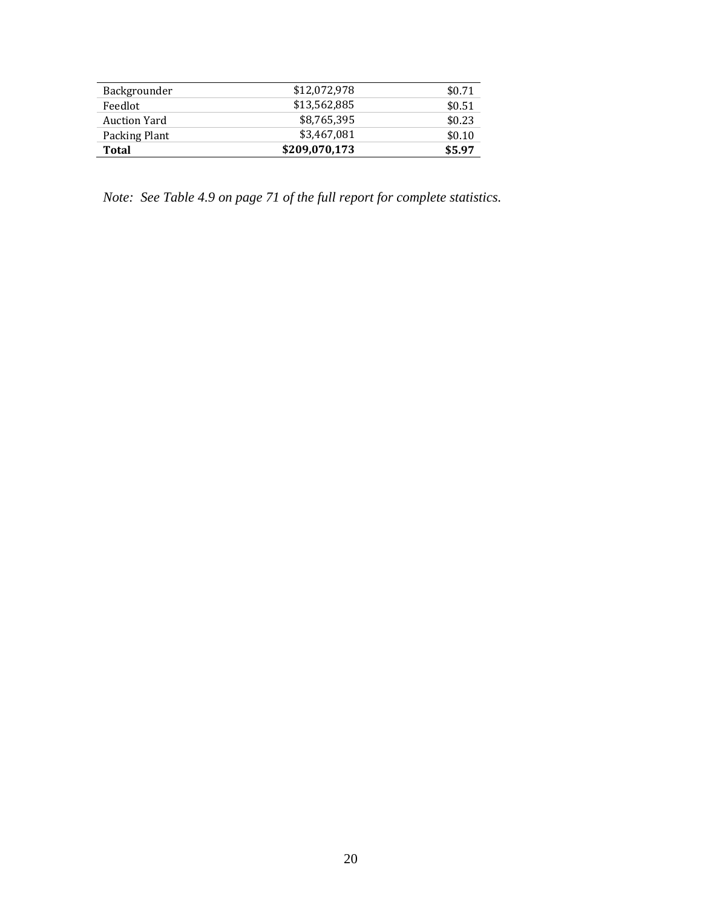| | | |
|---|---:|---:|
| Backgrounder | $12,072,978 | $0.71 |
| Feedlot | $13,562,885 | $0.51 |
| Auction Yard | $8,765,395 | $0.23 |
| Packing Plant | $3,467,081 | $0.10 |
| **Total** | **$209,070,173** | **$5.97** |

*Note: See Table 4.9 on page 71 of the full report for complete statistics.*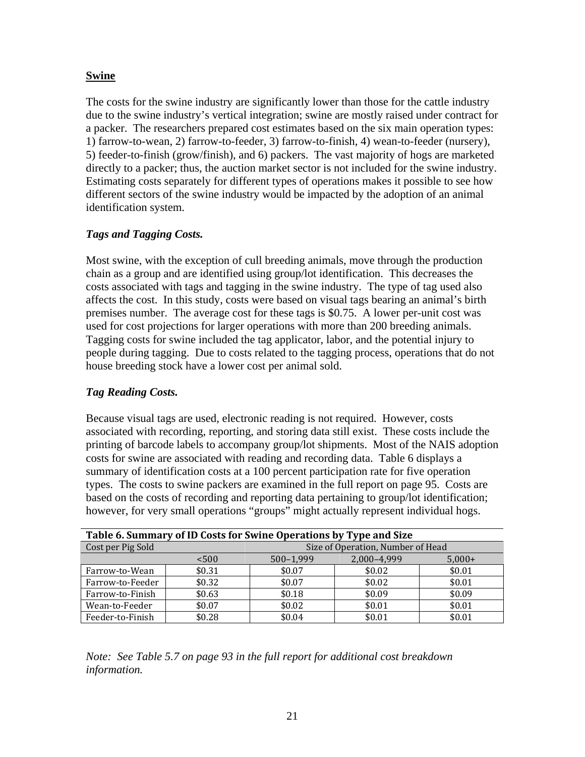**Swine**

The costs for the swine industry are significantly lower than those for the cattle industry due to the swine industry's vertical integration; swine are mostly raised under contract for a packer. The researchers prepared cost estimates based on the six main operation types: 1) farrow-to-wean, 2) farrow-to-feeder, 3) farrow-to-finish, 4) wean-to-feeder (nursery), 5) feeder-to-finish (grow/finish), and 6) packers. The vast majority of hogs are marketed directly to a packer; thus, the auction market sector is not included for the swine industry. Estimating costs separately for different types of operations makes it possible to see how different sectors of the swine industry would be impacted by the adoption of an animal identification system.

***Tags and Tagging Costs.***

Most swine, with the exception of cull breeding animals, move through the production chain as a group and are identified using group/lot identification. This decreases the costs associated with tags and tagging in the swine industry. The type of tag used also affects the cost. In this study, costs were based on visual tags bearing an animal's birth premises number. The average cost for these tags is $0.75. A lower per-unit cost was used for cost projections for larger operations with more than 200 breeding animals. Tagging costs for swine included the tag applicator, labor, and the potential injury to people during tagging. Due to costs related to the tagging process, operations that do not house breeding stock have a lower cost per animal sold.

***Tag Reading Costs.***

Because visual tags are used, electronic reading is not required. However, costs associated with recording, reporting, and storing data still exist. These costs include the printing of barcode labels to accompany group/lot shipments. Most of the NAIS adoption costs for swine are associated with reading and recording data. Table 6 displays a summary of identification costs at a 100 percent participation rate for five operation types. The costs to swine packers are examined in the full report on page 95. Costs are based on the costs of recording and reporting data pertaining to group/lot identification; however, for very small operations "groups" might actually represent individual hogs.

**Table 6. Summary of ID Costs for Swine Operations by Type and Size**

| Cost per Pig Sold | | Size of Operation, Number of Head | | |
|---|---|---|---|---|
| | <500 | 500–1,999 | 2,000–4,999 | 5,000+ |
| Farrow-to-Wean | $0.31 | $0.07 | $0.02 | $0.01 |
| Farrow-to-Feeder | $0.32 | $0.07 | $0.02 | $0.01 |
| Farrow-to-Finish | $0.63 | $0.18 | $0.09 | $0.09 |
| Wean-to-Feeder | $0.07 | $0.02 | $0.01 | $0.01 |
| Feeder-to-Finish | $0.28 | $0.04 | $0.01 | $0.01 |

*Note: See Table 5.7 on page 93 in the full report for additional cost breakdown information.*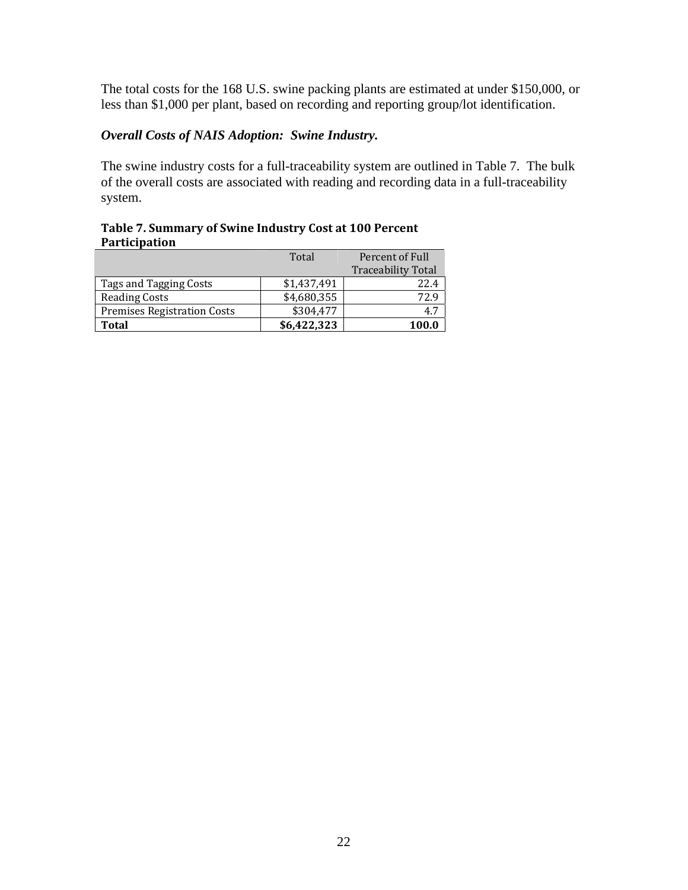The total costs for the 168 U.S. swine packing plants are estimated at under $150,000, or less than $1,000 per plant, based on recording and reporting group/lot identification.

***Overall Costs of NAIS Adoption: Swine Industry.***

The swine industry costs for a full-traceability system are outlined in Table 7. The bulk of the overall costs are associated with reading and recording data in a full-traceability system.

**Table 7. Summary of Swine Industry Cost at 100 Percent Participation**

| | Total | Percent of Full Traceability Total |
|---|---|---|
| Tags and Tagging Costs | $1,437,491 | 22.4 |
| Reading Costs | $4,680,355 | 72.9 |
| Premises Registration Costs | $304,477 | 4.7 |
| **Total** | **$6,422,323** | **100.0** |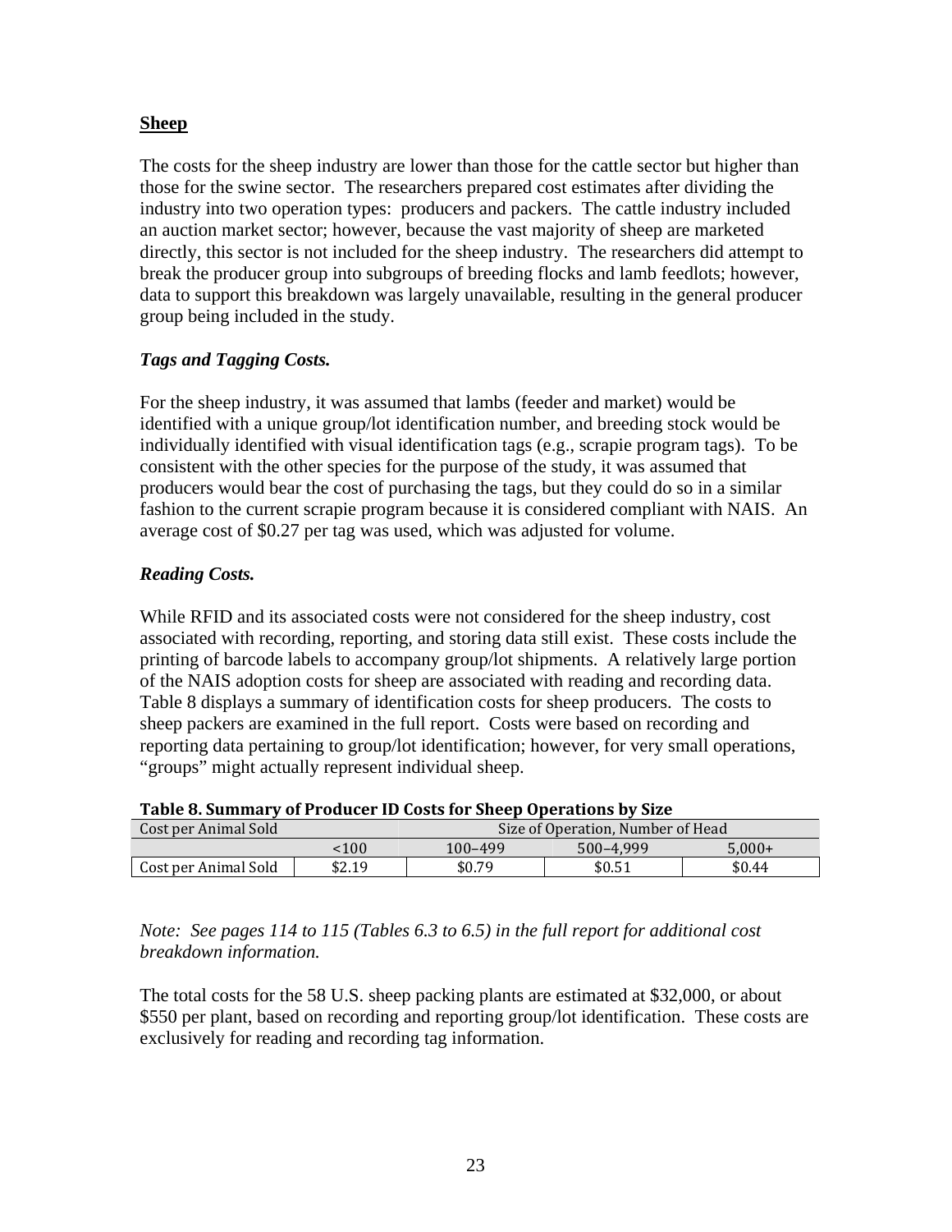**Sheep**

The costs for the sheep industry are lower than those for the cattle sector but higher than those for the swine sector. The researchers prepared cost estimates after dividing the industry into two operation types: producers and packers. The cattle industry included an auction market sector; however, because the vast majority of sheep are marketed directly, this sector is not included for the sheep industry. The researchers did attempt to break the producer group into subgroups of breeding flocks and lamb feedlots; however, data to support this breakdown was largely unavailable, resulting in the general producer group being included in the study.

***Tags and Tagging Costs.***

For the sheep industry, it was assumed that lambs (feeder and market) would be identified with a unique group/lot identification number, and breeding stock would be individually identified with visual identification tags (e.g., scrapie program tags). To be consistent with the other species for the purpose of the study, it was assumed that producers would bear the cost of purchasing the tags, but they could do so in a similar fashion to the current scrapie program because it is considered compliant with NAIS. An average cost of $0.27 per tag was used, which was adjusted for volume.

***Reading Costs.***

While RFID and its associated costs were not considered for the sheep industry, cost associated with recording, reporting, and storing data still exist. These costs include the printing of barcode labels to accompany group/lot shipments. A relatively large portion of the NAIS adoption costs for sheep are associated with reading and recording data. Table 8 displays a summary of identification costs for sheep producers. The costs to sheep packers are examined in the full report. Costs were based on recording and reporting data pertaining to group/lot identification; however, for very small operations, "groups" might actually represent individual sheep.

**Table 8. Summary of Producer ID Costs for Sheep Operations by Size**

| Cost per Animal Sold | Size of Operation, Number of Head | | | |
|---|---|---|---|---|
| | <100 | 100–499 | 500–4,999 | 5,000+ |
| Cost per Animal Sold | $2.19 | $0.79 | $0.51 | $0.44 |

*Note: See pages 114 to 115 (Tables 6.3 to 6.5) in the full report for additional cost breakdown information.*

The total costs for the 58 U.S. sheep packing plants are estimated at $32,000, or about $550 per plant, based on recording and reporting group/lot identification. These costs are exclusively for reading and recording tag information.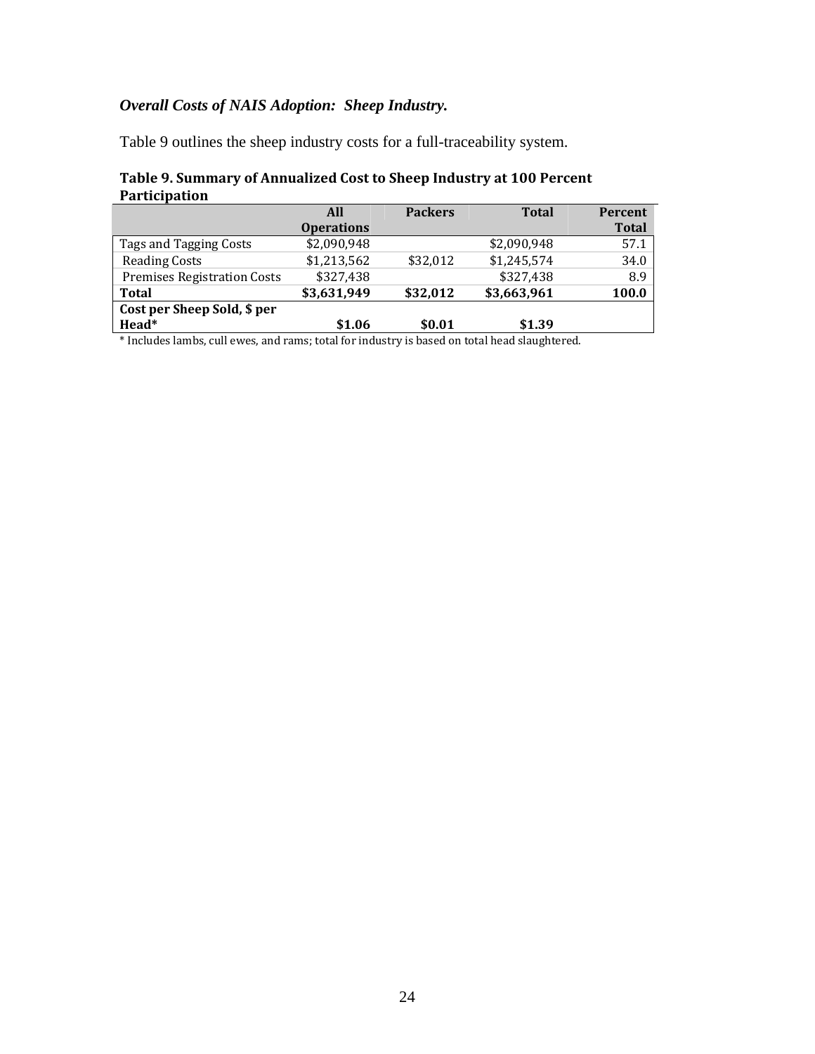***Overall Costs of NAIS Adoption: Sheep Industry.***

Table 9 outlines the sheep industry costs for a full-traceability system.

**Table 9. Summary of Annualized Cost to Sheep Industry at 100 Percent Participation**

| | All Operations | Packers | Total | Percent Total |
|---|---|---|---|---|
| Tags and Tagging Costs | $2,090,948 | | $2,090,948 | 57.1 |
| Reading Costs | $1,213,562 | $32,012 | $1,245,574 | 34.0 |
| Premises Registration Costs | $327,438 | | $327,438 | 8.9 |
| **Total** | **$3,631,949** | **$32,012** | **$3,663,961** | **100.0** |
| **Cost per Sheep Sold, $ per Head*** | **$1.06** | **$0.01** | **$1.39** | |

* Includes lambs, cull ewes, and rams; total for industry is based on total head slaughtered.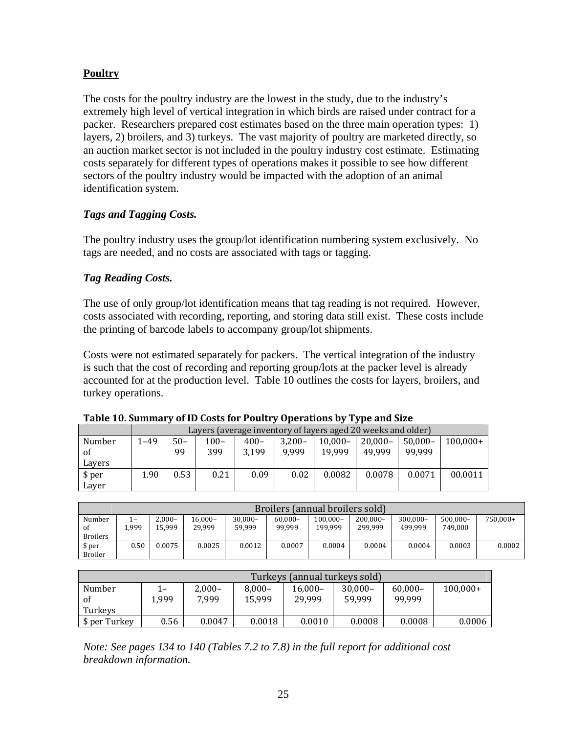## Poultry

The costs for the poultry industry are the lowest in the study, due to the industry's extremely high level of vertical integration in which birds are raised under contract for a packer. Researchers prepared cost estimates based on the three main operation types: 1) layers, 2) broilers, and 3) turkeys. The vast majority of poultry are marketed directly, so an auction market sector is not included in the poultry industry cost estimate. Estimating costs separately for different types of operations makes it possible to see how different sectors of the poultry industry would be impacted with the adoption of an animal identification system.

### *Tags and Tagging Costs.*

The poultry industry uses the group/lot identification numbering system exclusively. No tags are needed, and no costs are associated with tags or tagging.

### *Tag Reading Costs.*

The use of only group/lot identification means that tag reading is not required. However, costs associated with recording, reporting, and storing data still exist. These costs include the printing of barcode labels to accompany group/lot shipments.

Costs were not estimated separately for packers. The vertical integration of the industry is such that the cost of recording and reporting group/lots at the packer level is already accounted for at the production level. Table 10 outlines the costs for layers, broilers, and turkey operations.

**Table 10. Summary of ID Costs for Poultry Operations by Type and Size**

| | Layers (average inventory of layers aged 20 weeks and older) | | | | | | | | |
|---|---|---|---|---|---|---|---|---|---|
| Number of Layers | 1–49 | 50–99 | 100–399 | 400–3,199 | 3,200–9,999 | 10,000–19,999 | 20,000–49,999 | 50,000–99,999 | 100,000+ |
| $ per Layer | 1.90 | 0.53 | 0.21 | 0.09 | 0.02 | 0.0082 | 0.0078 | 0.0071 | 00.0011 |

| | Broilers (annual broilers sold) | | | | | | | | | |
|---|---|---|---|---|---|---|---|---|---|---|
| Number of Broilers | 1–1,999 | 2,000–15,999 | 16,000–29,999 | 30,000–59,999 | 60,000–99,999 | 100,000–199,999 | 200,000–299,999 | 300,000–499,999 | 500,000–749,000 | 750,000+ |
| $ per Broiler | 0.50 | 0.0075 | 0.0025 | 0.0012 | 0.0007 | 0.0004 | 0.0004 | 0.0004 | 0.0003 | 0.0002 |

| | Turkeys (annual turkeys sold) | | | | | | |
|---|---|---|---|---|---|---|---|
| Number of Turkeys | 1–1,999 | 2,000–7,999 | 8,000–15,999 | 16,000–29,999 | 30,000–59,999 | 60,000–99,999 | 100,000+ |
| $ per Turkey | 0.56 | 0.0047 | 0.0018 | 0.0010 | 0.0008 | 0.0008 | 0.0006 |

*Note: See pages 134 to 140 (Tables 7.2 to 7.8) in the full report for additional cost breakdown information.*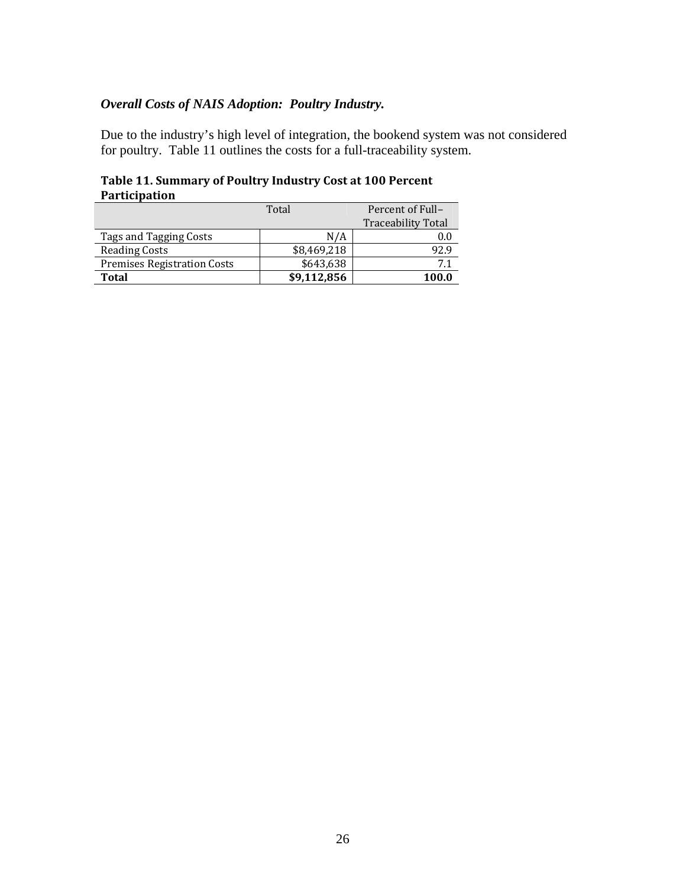***Overall Costs of NAIS Adoption: Poultry Industry.***

Due to the industry's high level of integration, the bookend system was not considered for poultry. Table 11 outlines the costs for a full-traceability system.

**Table 11. Summary of Poultry Industry Cost at 100 Percent Participation**

| | Total | Percent of Full–Traceability Total |
|---|---|---|
| Tags and Tagging Costs | N/A | 0.0 |
| Reading Costs | $8,469,218 | 92.9 |
| Premises Registration Costs | $643,638 | 7.1 |
| **Total** | **$9,112,856** | **100.0** |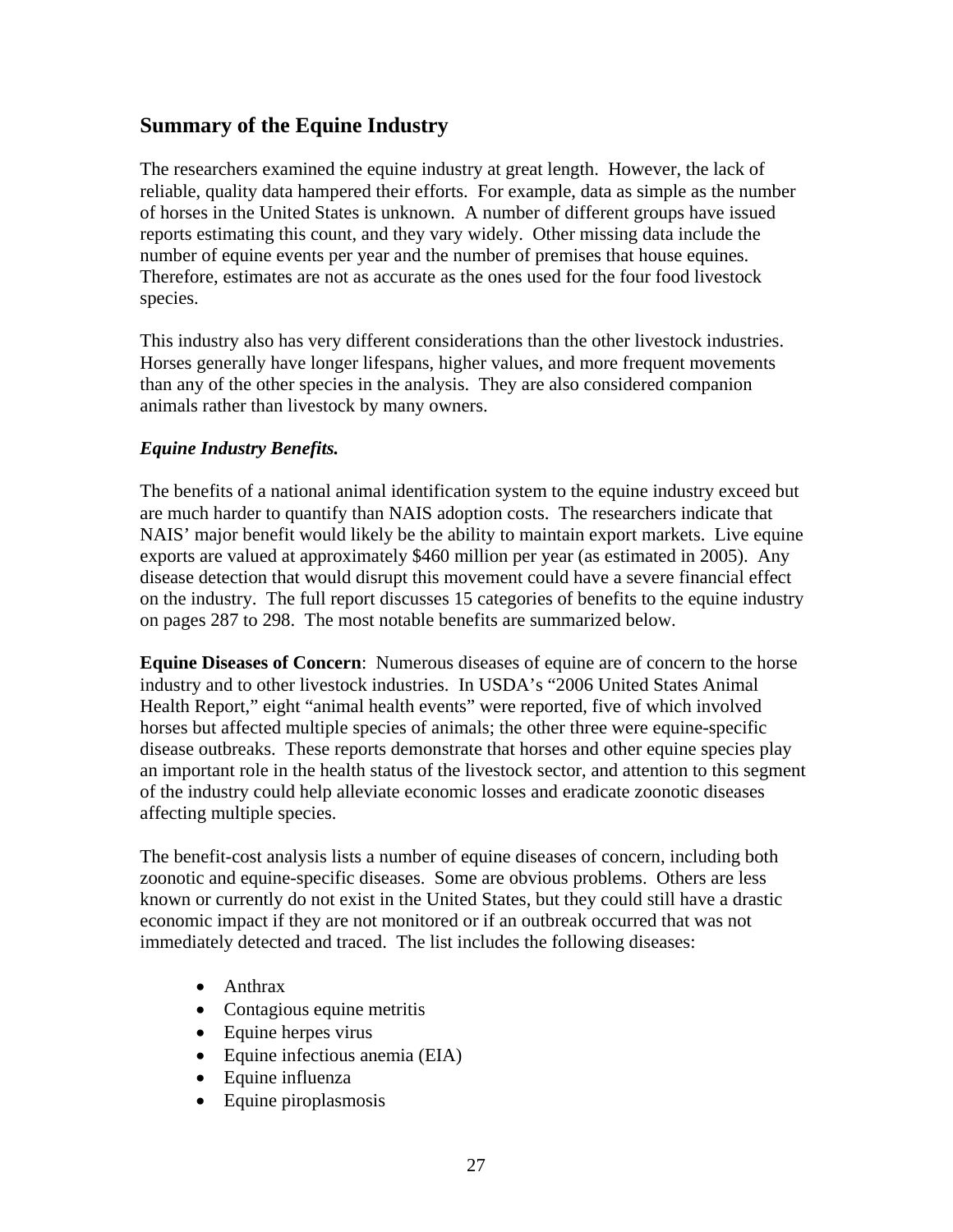## Summary of the Equine Industry

The researchers examined the equine industry at great length. However, the lack of reliable, quality data hampered their efforts. For example, data as simple as the number of horses in the United States is unknown. A number of different groups have issued reports estimating this count, and they vary widely. Other missing data include the number of equine events per year and the number of premises that house equines. Therefore, estimates are not as accurate as the ones used for the four food livestock species.

This industry also has very different considerations than the other livestock industries. Horses generally have longer lifespans, higher values, and more frequent movements than any of the other species in the analysis. They are also considered companion animals rather than livestock by many owners.

### *Equine Industry Benefits.*

The benefits of a national animal identification system to the equine industry exceed but are much harder to quantify than NAIS adoption costs. The researchers indicate that NAIS' major benefit would likely be the ability to maintain export markets. Live equine exports are valued at approximately $460 million per year (as estimated in 2005). Any disease detection that would disrupt this movement could have a severe financial effect on the industry. The full report discusses 15 categories of benefits to the equine industry on pages 287 to 298. The most notable benefits are summarized below.

**Equine Diseases of Concern**: Numerous diseases of equine are of concern to the horse industry and to other livestock industries. In USDA's "2006 United States Animal Health Report," eight "animal health events" were reported, five of which involved horses but affected multiple species of animals; the other three were equine-specific disease outbreaks. These reports demonstrate that horses and other equine species play an important role in the health status of the livestock sector, and attention to this segment of the industry could help alleviate economic losses and eradicate zoonotic diseases affecting multiple species.

The benefit-cost analysis lists a number of equine diseases of concern, including both zoonotic and equine-specific diseases. Some are obvious problems. Others are less known or currently do not exist in the United States, but they could still have a drastic economic impact if they are not monitored or if an outbreak occurred that was not immediately detected and traced. The list includes the following diseases:

- Anthrax
- Contagious equine metritis
- Equine herpes virus
- Equine infectious anemia (EIA)
- Equine influenza
- Equine piroplasmosis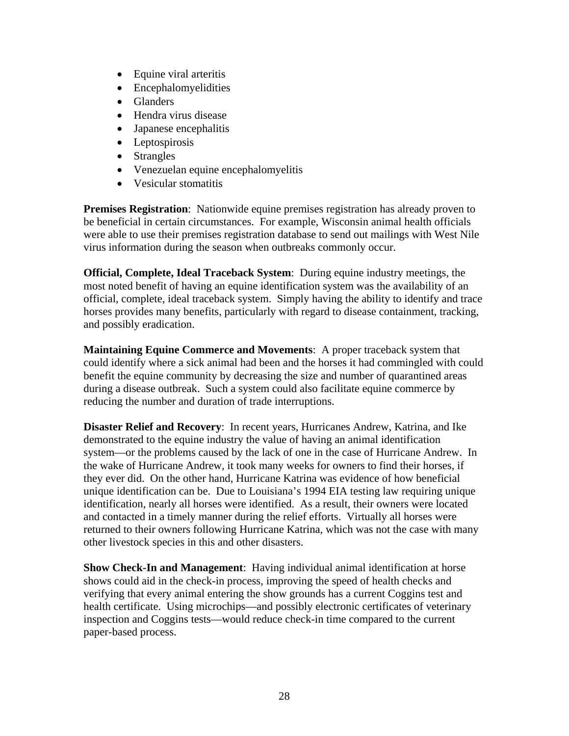- Equine viral arteritis
- Encephalomyelidities
- Glanders
- Hendra virus disease
- Japanese encephalitis
- Leptospirosis
- Strangles
- Venezuelan equine encephalomyelitis
- Vesicular stomatitis

**Premises Registration**: Nationwide equine premises registration has already proven to be beneficial in certain circumstances. For example, Wisconsin animal health officials were able to use their premises registration database to send out mailings with West Nile virus information during the season when outbreaks commonly occur.

**Official, Complete, Ideal Traceback System**: During equine industry meetings, the most noted benefit of having an equine identification system was the availability of an official, complete, ideal traceback system. Simply having the ability to identify and trace horses provides many benefits, particularly with regard to disease containment, tracking, and possibly eradication.

**Maintaining Equine Commerce and Movements**: A proper traceback system that could identify where a sick animal had been and the horses it had commingled with could benefit the equine community by decreasing the size and number of quarantined areas during a disease outbreak. Such a system could also facilitate equine commerce by reducing the number and duration of trade interruptions.

**Disaster Relief and Recovery**: In recent years, Hurricanes Andrew, Katrina, and Ike demonstrated to the equine industry the value of having an animal identification system—or the problems caused by the lack of one in the case of Hurricane Andrew. In the wake of Hurricane Andrew, it took many weeks for owners to find their horses, if they ever did. On the other hand, Hurricane Katrina was evidence of how beneficial unique identification can be. Due to Louisiana's 1994 EIA testing law requiring unique identification, nearly all horses were identified. As a result, their owners were located and contacted in a timely manner during the relief efforts. Virtually all horses were returned to their owners following Hurricane Katrina, which was not the case with many other livestock species in this and other disasters.

**Show Check-In and Management**: Having individual animal identification at horse shows could aid in the check-in process, improving the speed of health checks and verifying that every animal entering the show grounds has a current Coggins test and health certificate. Using microchips—and possibly electronic certificates of veterinary inspection and Coggins tests—would reduce check-in time compared to the current paper-based process.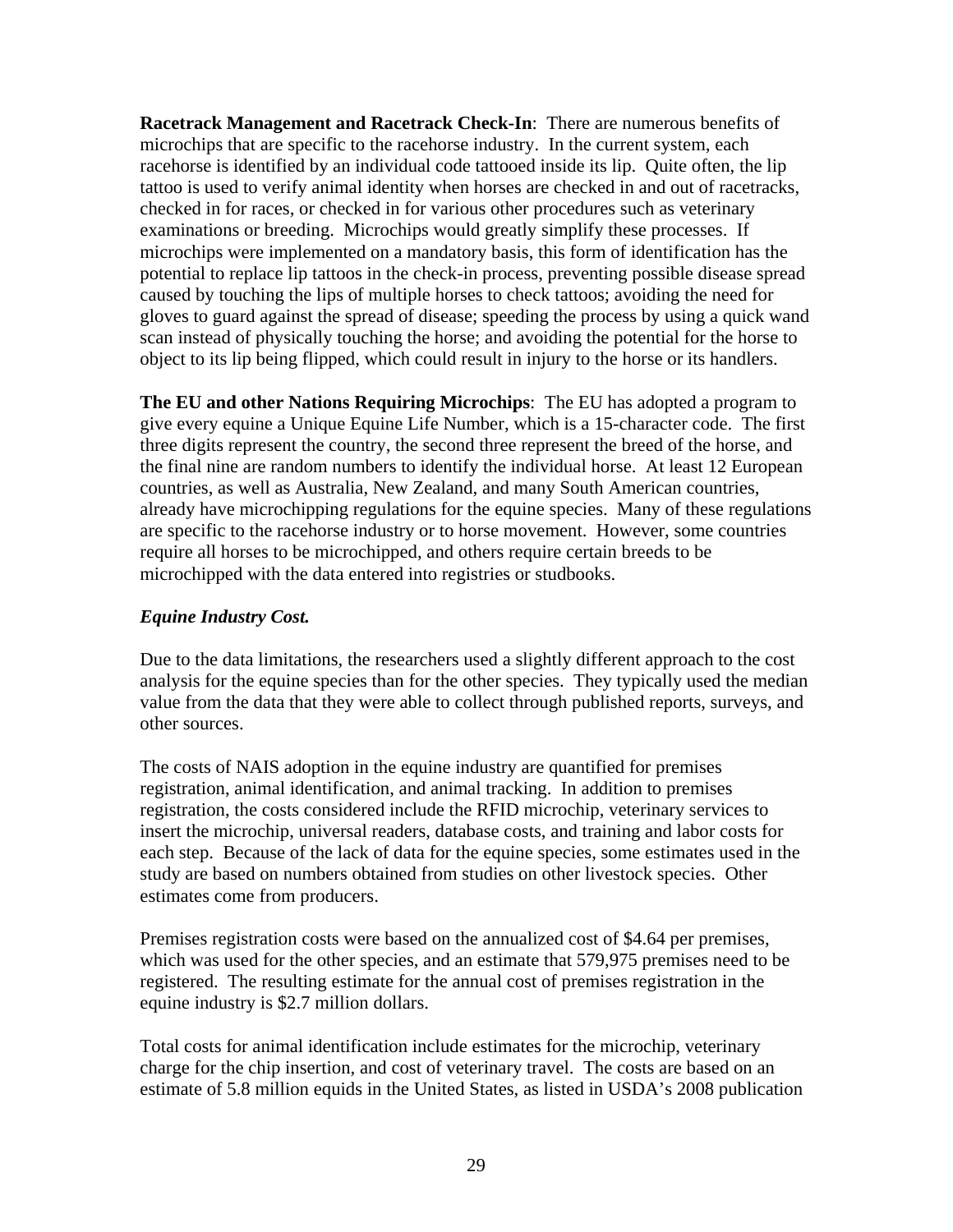**Racetrack Management and Racetrack Check-In**: There are numerous benefits of microchips that are specific to the racehorse industry. In the current system, each racehorse is identified by an individual code tattooed inside its lip. Quite often, the lip tattoo is used to verify animal identity when horses are checked in and out of racetracks, checked in for races, or checked in for various other procedures such as veterinary examinations or breeding. Microchips would greatly simplify these processes. If microchips were implemented on a mandatory basis, this form of identification has the potential to replace lip tattoos in the check-in process, preventing possible disease spread caused by touching the lips of multiple horses to check tattoos; avoiding the need for gloves to guard against the spread of disease; speeding the process by using a quick wand scan instead of physically touching the horse; and avoiding the potential for the horse to object to its lip being flipped, which could result in injury to the horse or its handlers.

**The EU and other Nations Requiring Microchips**: The EU has adopted a program to give every equine a Unique Equine Life Number, which is a 15-character code. The first three digits represent the country, the second three represent the breed of the horse, and the final nine are random numbers to identify the individual horse. At least 12 European countries, as well as Australia, New Zealand, and many South American countries, already have microchipping regulations for the equine species. Many of these regulations are specific to the racehorse industry or to horse movement. However, some countries require all horses to be microchipped, and others require certain breeds to be microchipped with the data entered into registries or studbooks.

***Equine Industry Cost.***

Due to the data limitations, the researchers used a slightly different approach to the cost analysis for the equine species than for the other species. They typically used the median value from the data that they were able to collect through published reports, surveys, and other sources.

The costs of NAIS adoption in the equine industry are quantified for premises registration, animal identification, and animal tracking. In addition to premises registration, the costs considered include the RFID microchip, veterinary services to insert the microchip, universal readers, database costs, and training and labor costs for each step. Because of the lack of data for the equine species, some estimates used in the study are based on numbers obtained from studies on other livestock species. Other estimates come from producers.

Premises registration costs were based on the annualized cost of $4.64 per premises, which was used for the other species, and an estimate that 579,975 premises need to be registered. The resulting estimate for the annual cost of premises registration in the equine industry is $2.7 million dollars.

Total costs for animal identification include estimates for the microchip, veterinary charge for the chip insertion, and cost of veterinary travel. The costs are based on an estimate of 5.8 million equids in the United States, as listed in USDA's 2008 publication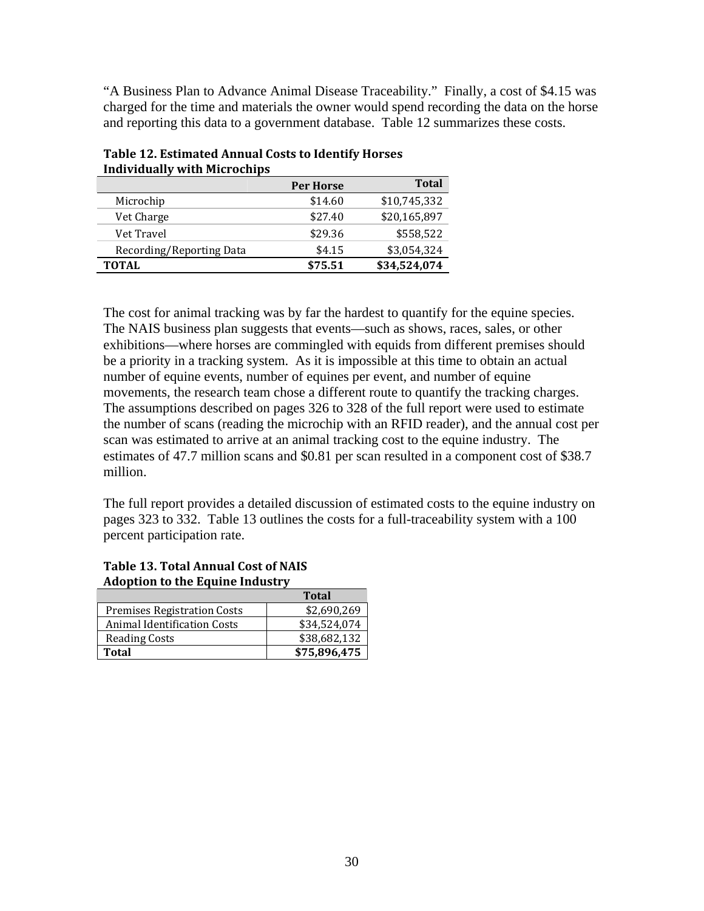"A Business Plan to Advance Animal Disease Traceability." Finally, a cost of $4.15 was charged for the time and materials the owner would spend recording the data on the horse and reporting this data to a government database. Table 12 summarizes these costs.

**Table 12. Estimated Annual Costs to Identify Horses Individually with Microchips**

| | Per Horse | Total |
|---|---|---|
| Microchip | $14.60 | $10,745,332 |
| Vet Charge | $27.40 | $20,165,897 |
| Vet Travel | $29.36 | $558,522 |
| Recording/Reporting Data | $4.15 | $3,054,324 |
| **TOTAL** | **$75.51** | **$34,524,074** |

The cost for animal tracking was by far the hardest to quantify for the equine species. The NAIS business plan suggests that events—such as shows, races, sales, or other exhibitions—where horses are commingled with equids from different premises should be a priority in a tracking system. As it is impossible at this time to obtain an actual number of equine events, number of equines per event, and number of equine movements, the research team chose a different route to quantify the tracking charges. The assumptions described on pages 326 to 328 of the full report were used to estimate the number of scans (reading the microchip with an RFID reader), and the annual cost per scan was estimated to arrive at an animal tracking cost to the equine industry. The estimates of 47.7 million scans and $0.81 per scan resulted in a component cost of $38.7 million.

The full report provides a detailed discussion of estimated costs to the equine industry on pages 323 to 332. Table 13 outlines the costs for a full-traceability system with a 100 percent participation rate.

**Table 13. Total Annual Cost of NAIS Adoption to the Equine Industry**

| | Total |
|---|---|
| Premises Registration Costs | $2,690,269 |
| Animal Identification Costs | $34,524,074 |
| Reading Costs | $38,682,132 |
| **Total** | **$75,896,475** |